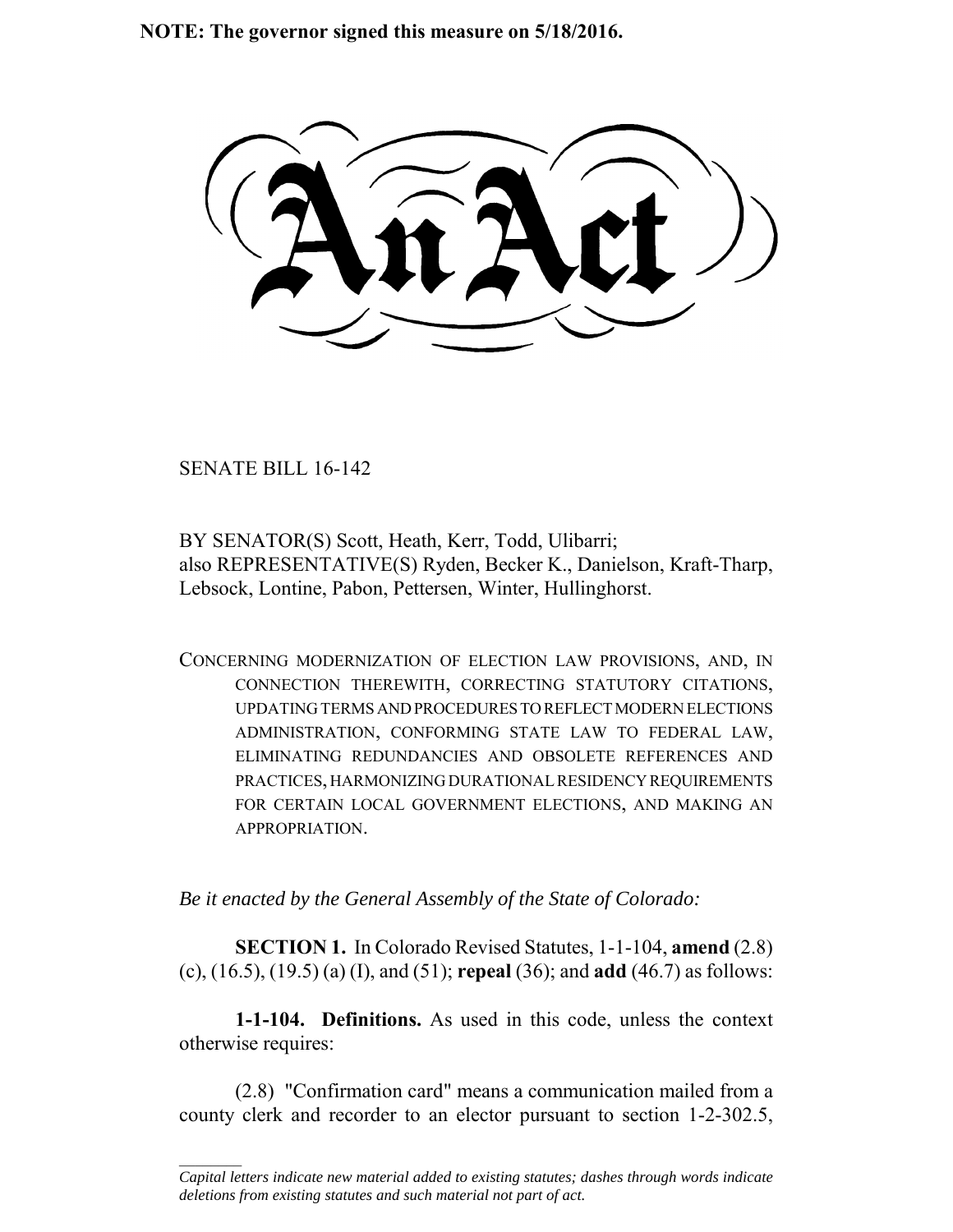**NOTE: The governor signed this measure on 5/18/2016.**

# An Act

SENATE BILL 16-142

BY SENATOR(S) Scott, Heath, Kerr, Todd, Ulibarri;
also REPRESENTATIVE(S) Ryden, Becker K., Danielson, Kraft-Tharp, Lebsock, Lontine, Pabon, Pettersen, Winter, Hullinghorst.

CONCERNING MODERNIZATION OF ELECTION LAW PROVISIONS, AND, IN CONNECTION THEREWITH, CORRECTING STATUTORY CITATIONS, UPDATING TERMS AND PROCEDURES TO REFLECT MODERN ELECTIONS ADMINISTRATION, CONFORMING STATE LAW TO FEDERAL LAW, ELIMINATING REDUNDANCIES AND OBSOLETE REFERENCES AND PRACTICES, HARMONIZING DURATIONAL RESIDENCY REQUIREMENTS FOR CERTAIN LOCAL GOVERNMENT ELECTIONS, AND MAKING AN APPROPRIATION.

*Be it enacted by the General Assembly of the State of Colorado:*

**SECTION 1.** In Colorado Revised Statutes, 1-1-104, **amend** (2.8) (c), (16.5), (19.5) (a) (I), and (51); **repeal** (36); and **add** (46.7) as follows:

**1-1-104. Definitions.** As used in this code, unless the context otherwise requires:

(2.8) "Confirmation card" means a communication mailed from a county clerk and recorder to an elector pursuant to section 1-2-302.5,

*Capital letters indicate new material added to existing statutes; dashes through words indicate deletions from existing statutes and such material not part of act.*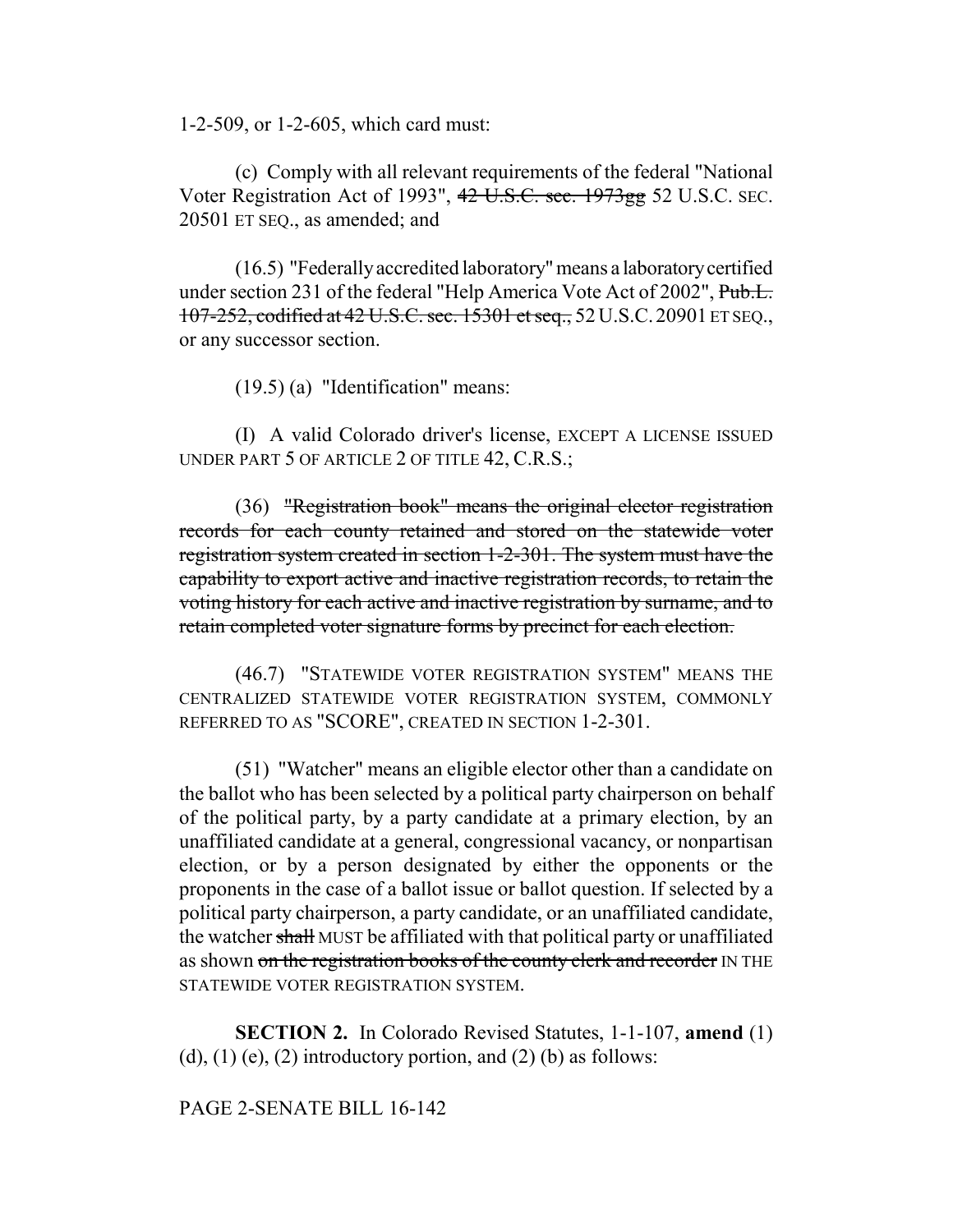1-2-509, or 1-2-605, which card must:

(c) Comply with all relevant requirements of the federal "National Voter Registration Act of 1993", ~~42 U.S.C. sec. 1973gg~~ 52 U.S.C. SEC. 20501 ET SEQ., as amended; and

(16.5) "Federally accredited laboratory" means a laboratory certified under section 231 of the federal "Help America Vote Act of 2002", ~~Pub.L. 107-252, codified at 42 U.S.C. sec. 15301 et seq.,~~ 52 U.S.C. 20901 ET SEQ., or any successor section.

(19.5) (a) "Identification" means:

(I) A valid Colorado driver's license, EXCEPT A LICENSE ISSUED UNDER PART 5 OF ARTICLE 2 OF TITLE 42, C.R.S.;

(36) ~~"Registration book" means the original elector registration records for each county retained and stored on the statewide voter registration system created in section 1-2-301. The system must have the capability to export active and inactive registration records, to retain the voting history for each active and inactive registration by surname, and to retain completed voter signature forms by precinct for each election.~~

(46.7) "STATEWIDE VOTER REGISTRATION SYSTEM" MEANS THE CENTRALIZED STATEWIDE VOTER REGISTRATION SYSTEM, COMMONLY REFERRED TO AS "SCORE", CREATED IN SECTION 1-2-301.

(51) "Watcher" means an eligible elector other than a candidate on the ballot who has been selected by a political party chairperson on behalf of the political party, by a party candidate at a primary election, by an unaffiliated candidate at a general, congressional vacancy, or nonpartisan election, or by a person designated by either the opponents or the proponents in the case of a ballot issue or ballot question. If selected by a political party chairperson, a party candidate, or an unaffiliated candidate, the watcher ~~shall~~ MUST be affiliated with that political party or unaffiliated as shown ~~on the registration books of the county clerk and recorder~~ IN THE STATEWIDE VOTER REGISTRATION SYSTEM.

**SECTION 2.** In Colorado Revised Statutes, 1-1-107, **amend** (1) (d), (1) (e), (2) introductory portion, and (2) (b) as follows: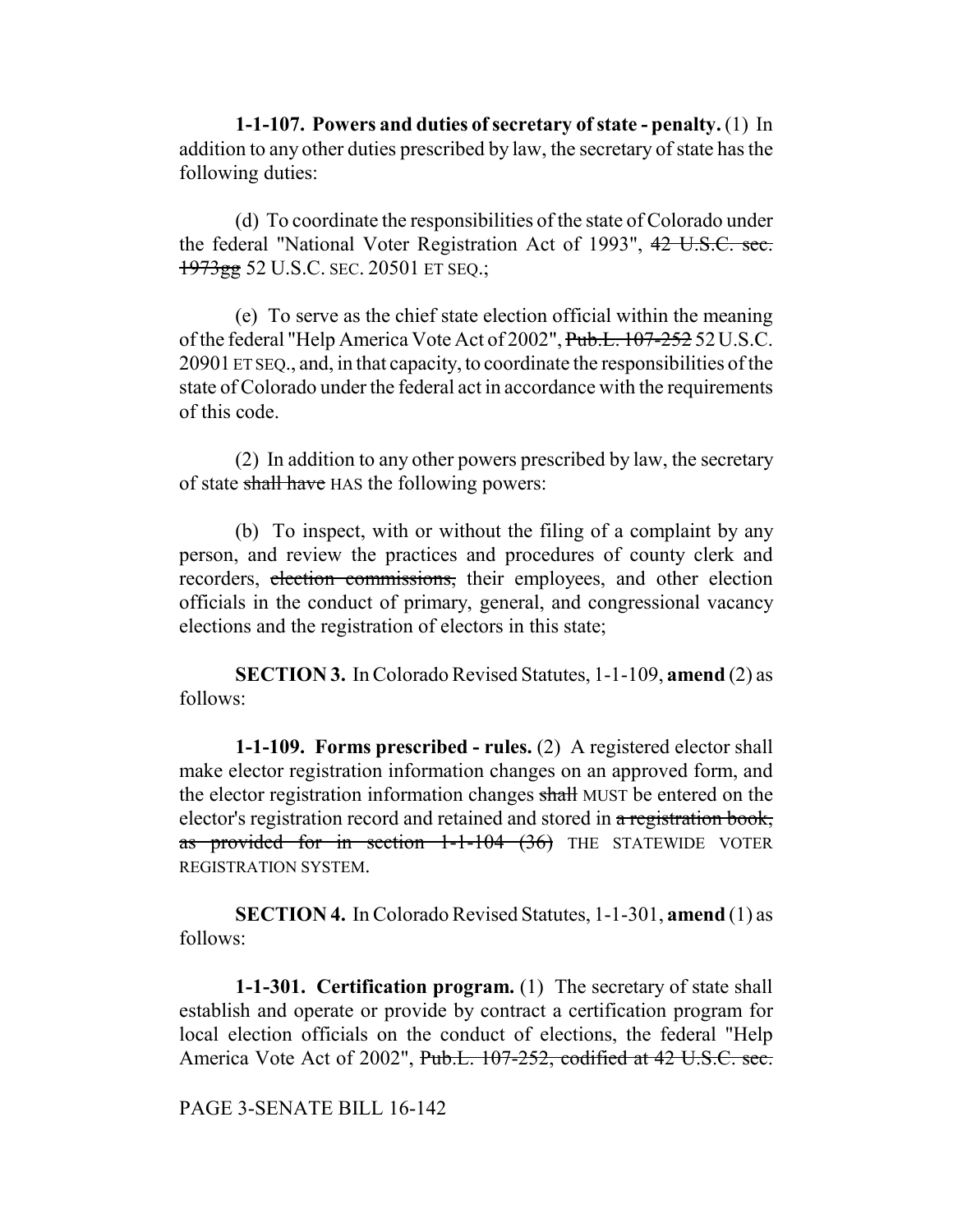**1-1-107. Powers and duties of secretary of state - penalty.** (1) In addition to any other duties prescribed by law, the secretary of state has the following duties:

(d) To coordinate the responsibilities of the state of Colorado under the federal "National Voter Registration Act of 1993", ~~42 U.S.C. sec. 1973gg~~ 52 U.S.C. SEC. 20501 ET SEQ.;

(e) To serve as the chief state election official within the meaning of the federal "Help America Vote Act of 2002", ~~Pub.L. 107-252~~ 52 U.S.C. 20901 ET SEQ., and, in that capacity, to coordinate the responsibilities of the state of Colorado under the federal act in accordance with the requirements of this code.

(2) In addition to any other powers prescribed by law, the secretary of state ~~shall have~~ HAS the following powers:

(b) To inspect, with or without the filing of a complaint by any person, and review the practices and procedures of county clerk and recorders, ~~election commissions,~~ their employees, and other election officials in the conduct of primary, general, and congressional vacancy elections and the registration of electors in this state;

**SECTION 3.** In Colorado Revised Statutes, 1-1-109, **amend** (2) as follows:

**1-1-109. Forms prescribed - rules.** (2) A registered elector shall make elector registration information changes on an approved form, and the elector registration information changes ~~shall~~ MUST be entered on the elector's registration record and retained and stored in ~~a registration book, as provided for in section 1-1-104 (36)~~ THE STATEWIDE VOTER REGISTRATION SYSTEM.

**SECTION 4.** In Colorado Revised Statutes, 1-1-301, **amend** (1) as follows:

**1-1-301. Certification program.** (1) The secretary of state shall establish and operate or provide by contract a certification program for local election officials on the conduct of elections, the federal "Help America Vote Act of 2002", ~~Pub.L. 107-252, codified at 42 U.S.C. sec.~~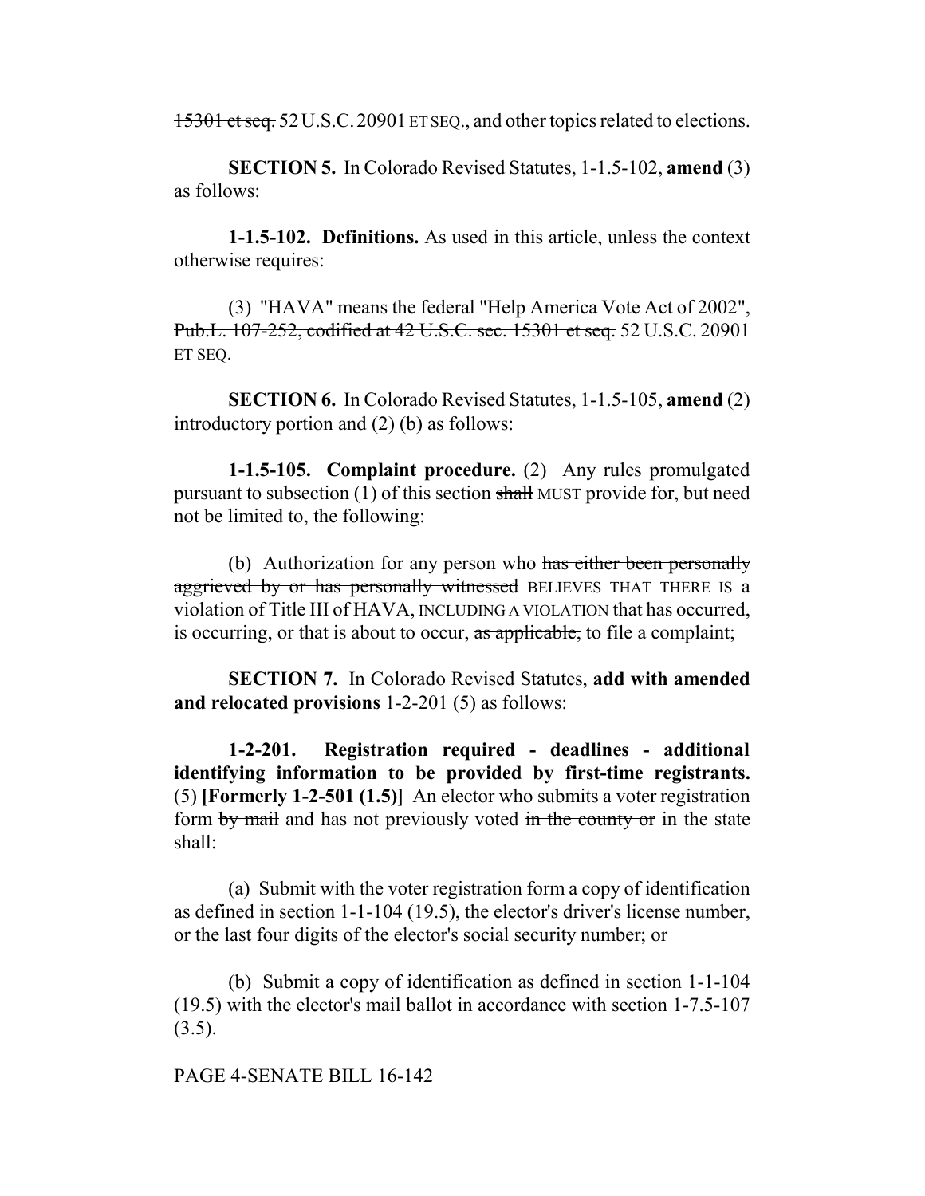~~15301 et seq.~~ 52 U.S.C. 20901 ET SEQ., and other topics related to elections.

**SECTION 5.** In Colorado Revised Statutes, 1-1.5-102, **amend** (3) as follows:

**1-1.5-102. Definitions.** As used in this article, unless the context otherwise requires:

(3) "HAVA" means the federal "Help America Vote Act of 2002", ~~Pub.L. 107-252, codified at 42 U.S.C. sec. 15301 et seq.~~ 52 U.S.C. 20901 ET SEQ.

**SECTION 6.** In Colorado Revised Statutes, 1-1.5-105, **amend** (2) introductory portion and (2) (b) as follows:

**1-1.5-105. Complaint procedure.** (2) Any rules promulgated pursuant to subsection (1) of this section ~~shall~~ MUST provide for, but need not be limited to, the following:

(b) Authorization for any person who ~~has either been personally aggrieved by or has personally witnessed~~ BELIEVES THAT THERE IS a violation of Title III of HAVA, INCLUDING A VIOLATION that has occurred, is occurring, or that is about to occur, ~~as applicable,~~ to file a complaint;

**SECTION 7.** In Colorado Revised Statutes, **add with amended and relocated provisions** 1-2-201 (5) as follows:

**1-2-201. Registration required - deadlines - additional identifying information to be provided by first-time registrants.** (5) **[Formerly 1-2-501 (1.5)]** An elector who submits a voter registration form ~~by mail~~ and has not previously voted ~~in the county or~~ in the state shall:

(a) Submit with the voter registration form a copy of identification as defined in section 1-1-104 (19.5), the elector's driver's license number, or the last four digits of the elector's social security number; or

(b) Submit a copy of identification as defined in section 1-1-104 (19.5) with the elector's mail ballot in accordance with section 1-7.5-107 (3.5).

PAGE 4-SENATE BILL 16-142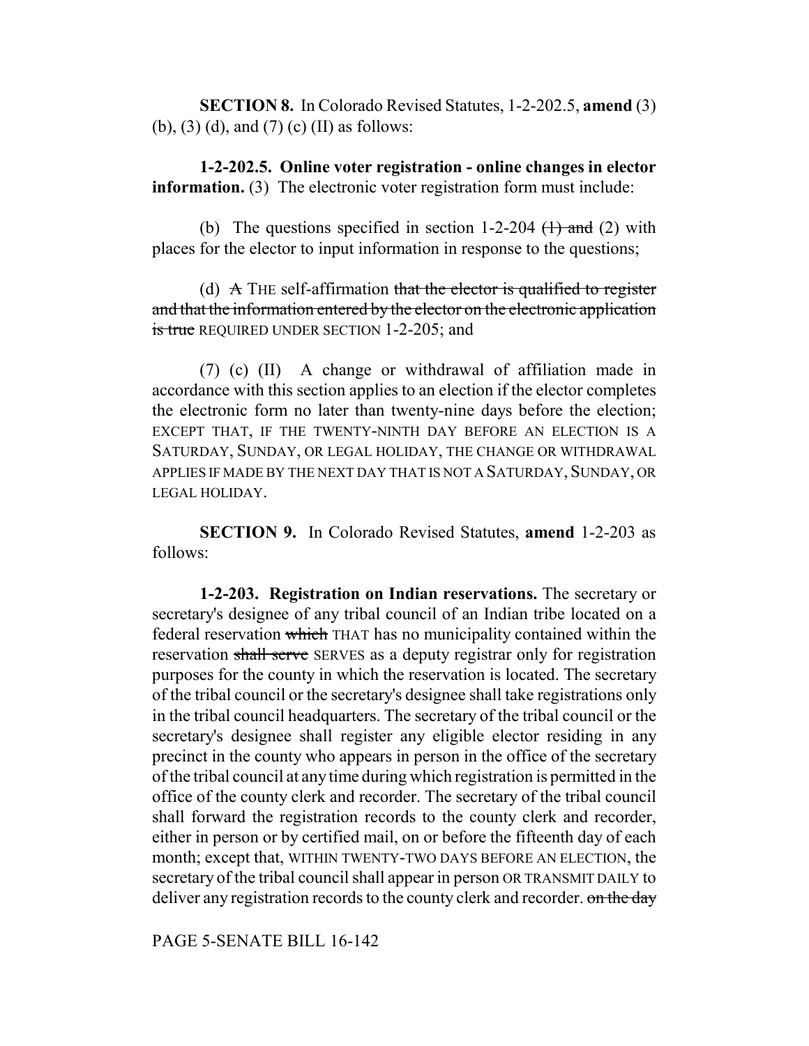**SECTION 8.** In Colorado Revised Statutes, 1-2-202.5, **amend** (3) (b), (3) (d), and (7) (c) (II) as follows:

**1-2-202.5. Online voter registration - online changes in elector information.** (3) The electronic voter registration form must include:

(b) The questions specified in section 1-2-204 ~~(1) and~~ (2) with places for the elector to input information in response to the questions;

(d) ~~A~~ THE self-affirmation ~~that the elector is qualified to register and that the information entered by the elector on the electronic application is true~~ REQUIRED UNDER SECTION 1-2-205; and

(7) (c) (II) A change or withdrawal of affiliation made in accordance with this section applies to an election if the elector completes the electronic form no later than twenty-nine days before the election; EXCEPT THAT, IF THE TWENTY-NINTH DAY BEFORE AN ELECTION IS A SATURDAY, SUNDAY, OR LEGAL HOLIDAY, THE CHANGE OR WITHDRAWAL APPLIES IF MADE BY THE NEXT DAY THAT IS NOT A SATURDAY, SUNDAY, OR LEGAL HOLIDAY.

**SECTION 9.** In Colorado Revised Statutes, **amend** 1-2-203 as follows:

**1-2-203. Registration on Indian reservations.** The secretary or secretary's designee of any tribal council of an Indian tribe located on a federal reservation ~~which~~ THAT has no municipality contained within the reservation ~~shall serve~~ SERVES as a deputy registrar only for registration purposes for the county in which the reservation is located. The secretary of the tribal council or the secretary's designee shall take registrations only in the tribal council headquarters. The secretary of the tribal council or the secretary's designee shall register any eligible elector residing in any precinct in the county who appears in person in the office of the secretary of the tribal council at any time during which registration is permitted in the office of the county clerk and recorder. The secretary of the tribal council shall forward the registration records to the county clerk and recorder, either in person or by certified mail, on or before the fifteenth day of each month; except that, WITHIN TWENTY-TWO DAYS BEFORE AN ELECTION, the secretary of the tribal council shall appear in person OR TRANSMIT DAILY to deliver any registration records to the county clerk and recorder. ~~on the day~~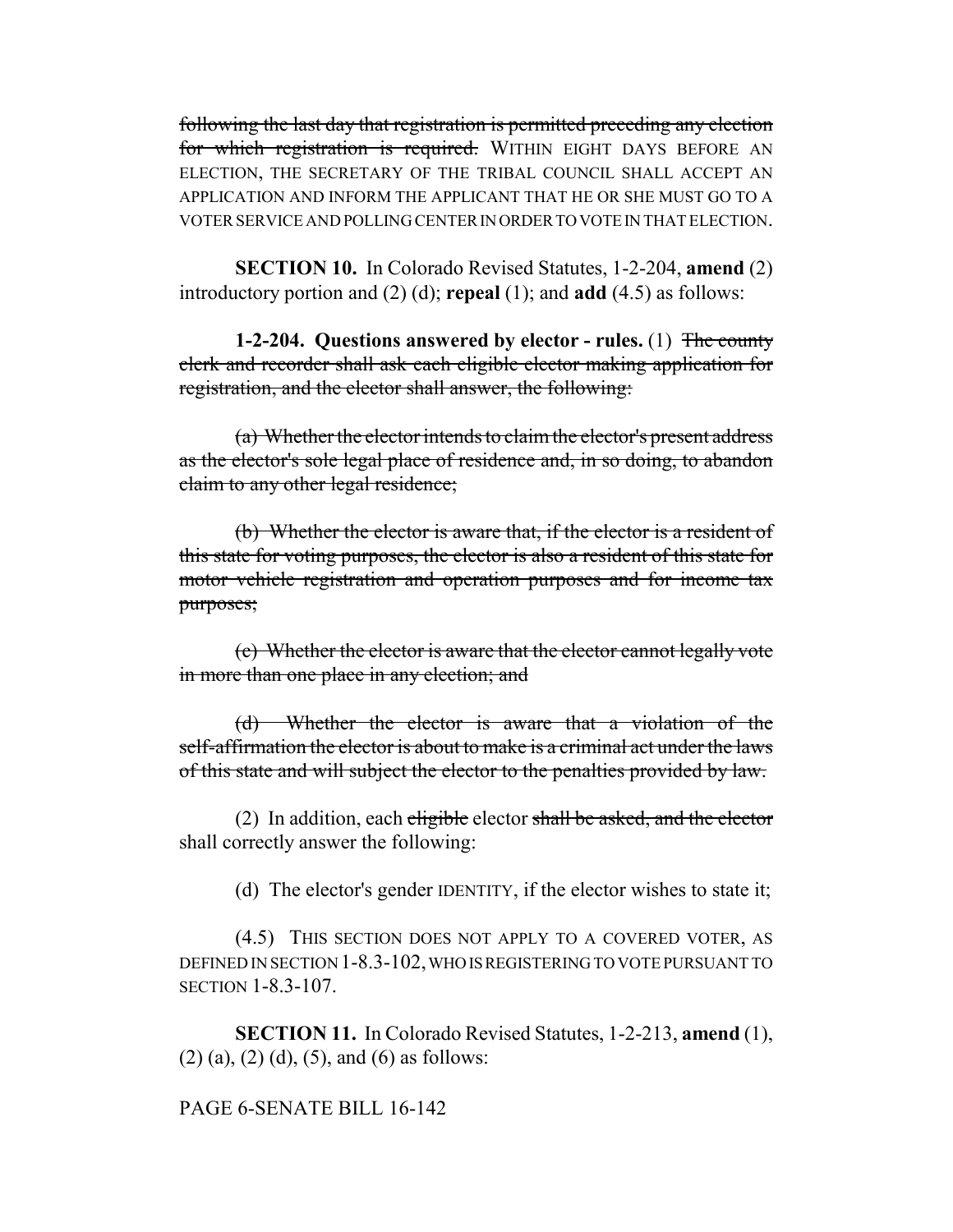~~following the last day that registration is permitted preceding any election for which registration is required.~~ WITHIN EIGHT DAYS BEFORE AN ELECTION, THE SECRETARY OF THE TRIBAL COUNCIL SHALL ACCEPT AN APPLICATION AND INFORM THE APPLICANT THAT HE OR SHE MUST GO TO A VOTER SERVICE AND POLLING CENTER IN ORDER TO VOTE IN THAT ELECTION.

**SECTION 10.** In Colorado Revised Statutes, 1-2-204, **amend** (2) introductory portion and (2) (d); **repeal** (1); and **add** (4.5) as follows:

**1-2-204. Questions answered by elector - rules.** (1) ~~The county clerk and recorder shall ask each eligible elector making application for registration, and the elector shall answer, the following:~~

~~(a) Whether the elector intends to claim the elector's present address as the elector's sole legal place of residence and, in so doing, to abandon claim to any other legal residence;~~

~~(b) Whether the elector is aware that, if the elector is a resident of this state for voting purposes, the elector is also a resident of this state for motor vehicle registration and operation purposes and for income tax purposes;~~

~~(c) Whether the elector is aware that the elector cannot legally vote in more than one place in any election; and~~

~~(d) Whether the elector is aware that a violation of the self-affirmation the elector is about to make is a criminal act under the laws of this state and will subject the elector to the penalties provided by law.~~

(2) In addition, each ~~eligible~~ elector ~~shall be asked, and the elector~~ shall correctly answer the following:

(d) The elector's gender IDENTITY, if the elector wishes to state it;

(4.5) THIS SECTION DOES NOT APPLY TO A COVERED VOTER, AS DEFINED IN SECTION 1-8.3-102, WHO IS REGISTERING TO VOTE PURSUANT TO SECTION 1-8.3-107.

**SECTION 11.** In Colorado Revised Statutes, 1-2-213, **amend** (1), (2) (a), (2) (d), (5), and (6) as follows: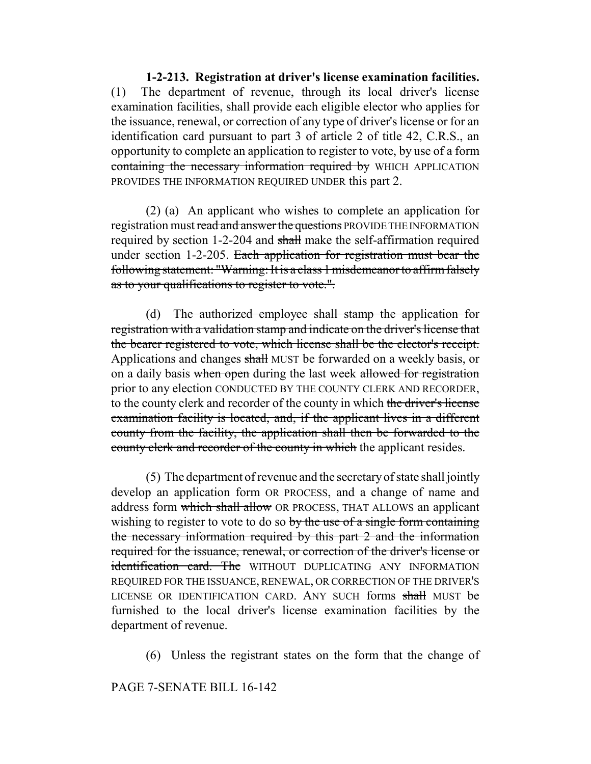**1-2-213. Registration at driver's license examination facilities.** (1) The department of revenue, through its local driver's license examination facilities, shall provide each eligible elector who applies for the issuance, renewal, or correction of any type of driver's license or for an identification card pursuant to part 3 of article 2 of title 42, C.R.S., an opportunity to complete an application to register to vote, ~~by use of a form containing the necessary information required by~~ WHICH APPLICATION PROVIDES THE INFORMATION REQUIRED UNDER this part 2.

(2) (a) An applicant who wishes to complete an application for registration must ~~read and answer the questions~~ PROVIDE THE INFORMATION required by section 1-2-204 and ~~shall~~ make the self-affirmation required under section 1-2-205. ~~Each application for registration must bear the following statement: "Warning: It is a class 1 misdemeanor to affirm falsely as to your qualifications to register to vote.".~~

(d) ~~The authorized employee shall stamp the application for registration with a validation stamp and indicate on the driver's license that the bearer registered to vote, which license shall be the elector's receipt.~~ Applications and changes ~~shall~~ MUST be forwarded on a weekly basis, or on a daily basis ~~when open~~ during the last week ~~allowed for registration~~ prior to any election CONDUCTED BY THE COUNTY CLERK AND RECORDER, to the county clerk and recorder of the county in which ~~the driver's license examination facility is located, and, if the applicant lives in a different county from the facility, the application shall then be forwarded to the county clerk and recorder of the county in which~~ the applicant resides.

(5) The department of revenue and the secretary of state shall jointly develop an application form OR PROCESS, and a change of name and address form ~~which shall allow~~ OR PROCESS, THAT ALLOWS an applicant wishing to register to vote to do so ~~by the use of a single form containing the necessary information required by this part 2 and the information required for the issuance, renewal, or correction of the driver's license or identification card. The~~ WITHOUT DUPLICATING ANY INFORMATION REQUIRED FOR THE ISSUANCE, RENEWAL, OR CORRECTION OF THE DRIVER'S LICENSE OR IDENTIFICATION CARD. ANY SUCH forms ~~shall~~ MUST be furnished to the local driver's license examination facilities by the department of revenue.

(6) Unless the registrant states on the form that the change of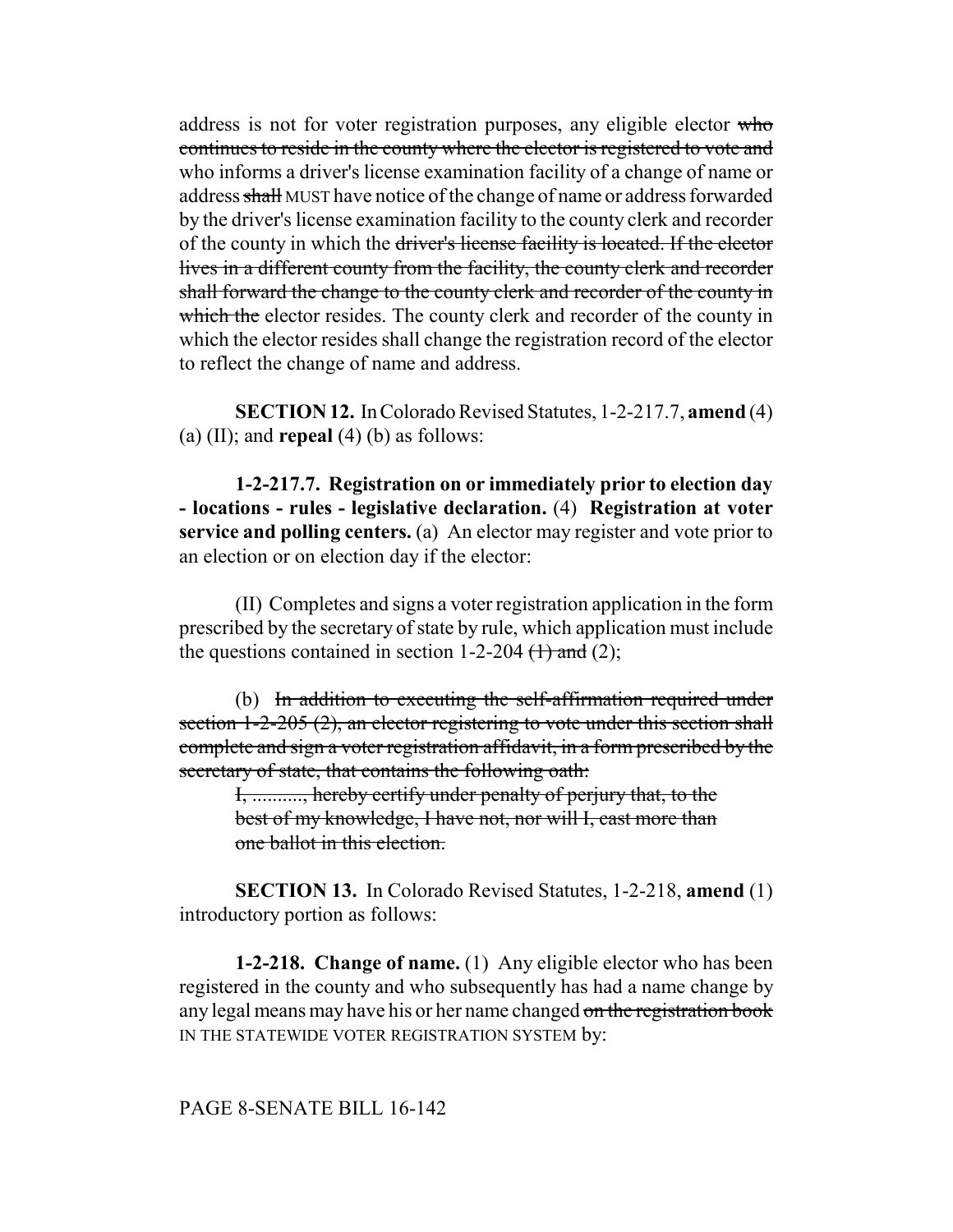address is not for voter registration purposes, any eligible elector ~~who continues to reside in the county where the elector is registered to vote and~~ who informs a driver's license examination facility of a change of name or address ~~shall~~ MUST have notice of the change of name or address forwarded by the driver's license examination facility to the county clerk and recorder of the county in which the ~~driver's license facility is located. If the elector lives in a different county from the facility, the county clerk and recorder shall forward the change to the county clerk and recorder of the county in which the~~ elector resides. The county clerk and recorder of the county in which the elector resides shall change the registration record of the elector to reflect the change of name and address.

**SECTION 12.** In Colorado Revised Statutes, 1-2-217.7, **amend** (4) (a) (II); and **repeal** (4) (b) as follows:

**1-2-217.7. Registration on or immediately prior to election day - locations - rules - legislative declaration.** (4) **Registration at voter service and polling centers.** (a) An elector may register and vote prior to an election or on election day if the elector:

(II) Completes and signs a voter registration application in the form prescribed by the secretary of state by rule, which application must include the questions contained in section 1-2-204 ~~(1) and~~ (2);

(b) ~~In addition to executing the self-affirmation required under section 1-2-205 (2), an elector registering to vote under this section shall complete and sign a voter registration affidavit, in a form prescribed by the secretary of state, that contains the following oath:~~

> ~~I, .........., hereby certify under penalty of perjury that, to the best of my knowledge, I have not, nor will I, cast more than one ballot in this election.~~

**SECTION 13.** In Colorado Revised Statutes, 1-2-218, **amend** (1) introductory portion as follows:

**1-2-218. Change of name.** (1) Any eligible elector who has been registered in the county and who subsequently has had a name change by any legal means may have his or her name changed ~~on the registration book~~ IN THE STATEWIDE VOTER REGISTRATION SYSTEM by: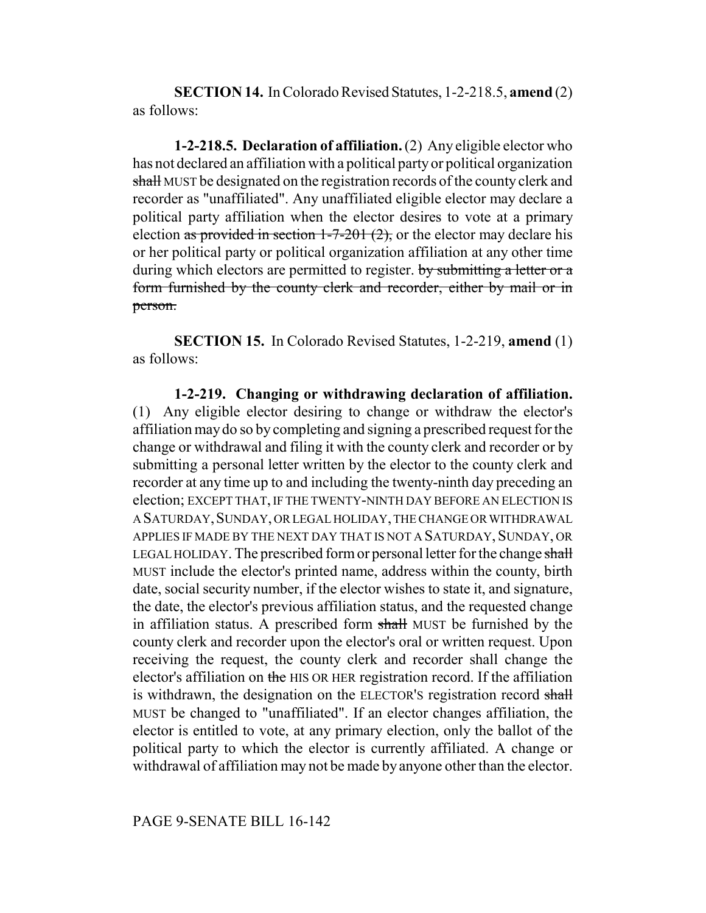**SECTION 14.** In Colorado Revised Statutes, 1-2-218.5, **amend** (2) as follows:

**1-2-218.5. Declaration of affiliation.** (2) Any eligible elector who has not declared an affiliation with a political party or political organization ~~shall~~ MUST be designated on the registration records of the county clerk and recorder as "unaffiliated". Any unaffiliated eligible elector may declare a political party affiliation when the elector desires to vote at a primary election ~~as provided in section 1-7-201 (2),~~ or the elector may declare his or her political party or political organization affiliation at any other time during which electors are permitted to register. ~~by submitting a letter or a form furnished by the county clerk and recorder, either by mail or in person.~~

**SECTION 15.** In Colorado Revised Statutes, 1-2-219, **amend** (1) as follows:

**1-2-219. Changing or withdrawing declaration of affiliation.** (1) Any eligible elector desiring to change or withdraw the elector's affiliation may do so by completing and signing a prescribed request for the change or withdrawal and filing it with the county clerk and recorder or by submitting a personal letter written by the elector to the county clerk and recorder at any time up to and including the twenty-ninth day preceding an election; EXCEPT THAT, IF THE TWENTY-NINTH DAY BEFORE AN ELECTION IS A SATURDAY, SUNDAY, OR LEGAL HOLIDAY, THE CHANGE OR WITHDRAWAL APPLIES IF MADE BY THE NEXT DAY THAT IS NOT A SATURDAY, SUNDAY, OR LEGAL HOLIDAY. The prescribed form or personal letter for the change ~~shall~~ MUST include the elector's printed name, address within the county, birth date, social security number, if the elector wishes to state it, and signature, the date, the elector's previous affiliation status, and the requested change in affiliation status. A prescribed form ~~shall~~ MUST be furnished by the county clerk and recorder upon the elector's oral or written request. Upon receiving the request, the county clerk and recorder shall change the elector's affiliation on ~~the~~ HIS OR HER registration record. If the affiliation is withdrawn, the designation on the ELECTOR'S registration record ~~shall~~ MUST be changed to "unaffiliated". If an elector changes affiliation, the elector is entitled to vote, at any primary election, only the ballot of the political party to which the elector is currently affiliated. A change or withdrawal of affiliation may not be made by anyone other than the elector.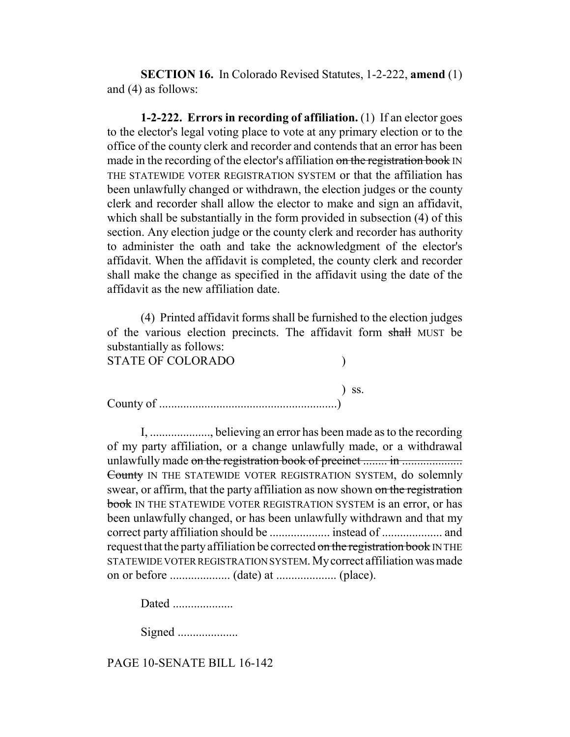**SECTION 16.** In Colorado Revised Statutes, 1-2-222, **amend** (1) and (4) as follows:

**1-2-222. Errors in recording of affiliation.** (1) If an elector goes to the elector's legal voting place to vote at any primary election or to the office of the county clerk and recorder and contends that an error has been made in the recording of the elector's affiliation ~~on the registration book~~ IN THE STATEWIDE VOTER REGISTRATION SYSTEM or that the affiliation has been unlawfully changed or withdrawn, the election judges or the county clerk and recorder shall allow the elector to make and sign an affidavit, which shall be substantially in the form provided in subsection (4) of this section. Any election judge or the county clerk and recorder has authority to administer the oath and take the acknowledgment of the elector's affidavit. When the affidavit is completed, the county clerk and recorder shall make the change as specified in the affidavit using the date of the affidavit as the new affiliation date.

(4) Printed affidavit forms shall be furnished to the election judges of the various election precincts. The affidavit form ~~shall~~ MUST be substantially as follows:

STATE OF COLORADO )

) ss.

County of ..........................................................)

I, ...................., believing an error has been made as to the recording of my party affiliation, or a change unlawfully made, or a withdrawal unlawfully made ~~on the registration book of precinct ........ in .................... County~~ IN THE STATEWIDE VOTER REGISTRATION SYSTEM, do solemnly swear, or affirm, that the party affiliation as now shown ~~on the registration book~~ IN THE STATEWIDE VOTER REGISTRATION SYSTEM is an error, or has been unlawfully changed, or has been unlawfully withdrawn and that my correct party affiliation should be .................... instead of .................... and request that the party affiliation be corrected ~~on the registration book~~ IN THE STATEWIDE VOTER REGISTRATION SYSTEM. My correct affiliation was made on or before .................... (date) at .................... (place).

Dated ....................

Signed ....................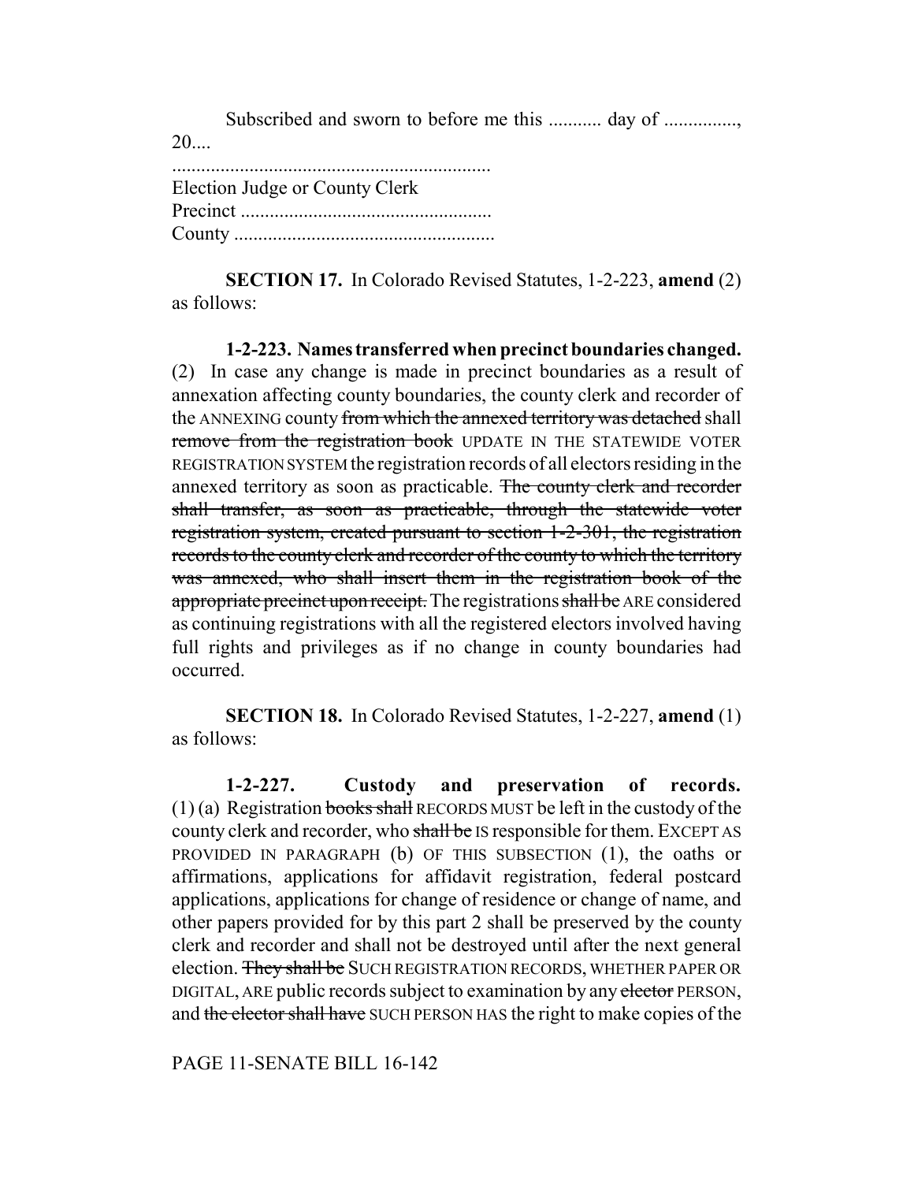Subscribed and sworn to before me this ........... day of ..............., 20....

..................................................................
Election Judge or County Clerk
Precinct ....................................................
County ......................................................

**SECTION 17.** In Colorado Revised Statutes, 1-2-223, **amend** (2) as follows:

**1-2-223. Names transferred when precinct boundaries changed.** (2) In case any change is made in precinct boundaries as a result of annexation affecting county boundaries, the county clerk and recorder of the ANNEXING county ~~from which the annexed territory was detached~~ shall ~~remove from the registration book~~ UPDATE IN THE STATEWIDE VOTER REGISTRATION SYSTEM the registration records of all electors residing in the annexed territory as soon as practicable. ~~The county clerk and recorder shall transfer, as soon as practicable, through the statewide voter registration system, created pursuant to section 1-2-301, the registration records to the county clerk and recorder of the county to which the territory was annexed, who shall insert them in the registration book of the appropriate precinct upon receipt.~~ The registrations ~~shall be~~ ARE considered as continuing registrations with all the registered electors involved having full rights and privileges as if no change in county boundaries had occurred.

**SECTION 18.** In Colorado Revised Statutes, 1-2-227, **amend** (1) as follows:

**1-2-227. Custody and preservation of records.** (1) (a) Registration ~~books shall~~ RECORDS MUST be left in the custody of the county clerk and recorder, who ~~shall be~~ IS responsible for them. EXCEPT AS PROVIDED IN PARAGRAPH (b) OF THIS SUBSECTION (1), the oaths or affirmations, applications for affidavit registration, federal postcard applications, applications for change of residence or change of name, and other papers provided for by this part 2 shall be preserved by the county clerk and recorder and shall not be destroyed until after the next general election. ~~They shall be~~ SUCH REGISTRATION RECORDS, WHETHER PAPER OR DIGITAL, ARE public records subject to examination by any ~~elector~~ PERSON, and ~~the elector shall have~~ SUCH PERSON HAS the right to make copies of the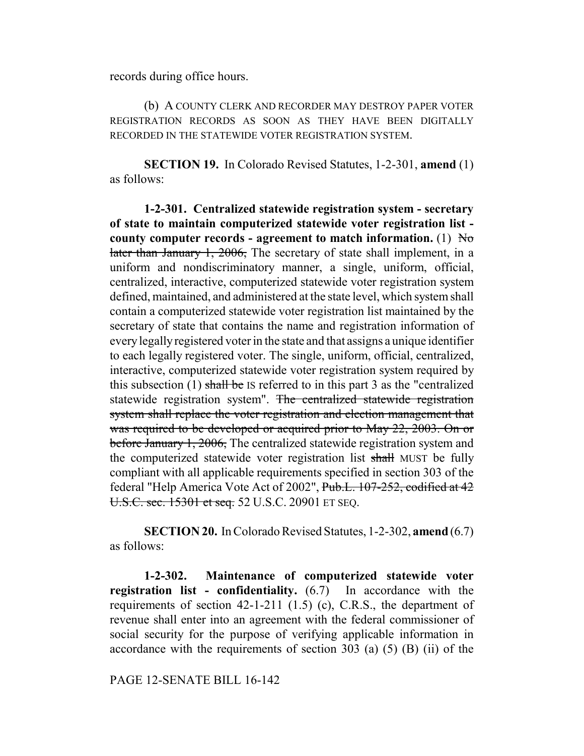records during office hours.

(b) A COUNTY CLERK AND RECORDER MAY DESTROY PAPER VOTER REGISTRATION RECORDS AS SOON AS THEY HAVE BEEN DIGITALLY RECORDED IN THE STATEWIDE VOTER REGISTRATION SYSTEM.

**SECTION 19.** In Colorado Revised Statutes, 1-2-301, **amend** (1) as follows:

**1-2-301. Centralized statewide registration system - secretary of state to maintain computerized statewide voter registration list - county computer records - agreement to match information.** (1) ~~No later than January 1, 2006,~~ The secretary of state shall implement, in a uniform and nondiscriminatory manner, a single, uniform, official, centralized, interactive, computerized statewide voter registration system defined, maintained, and administered at the state level, which system shall contain a computerized statewide voter registration list maintained by the secretary of state that contains the name and registration information of every legally registered voter in the state and that assigns a unique identifier to each legally registered voter. The single, uniform, official, centralized, interactive, computerized statewide voter registration system required by this subsection (1) ~~shall be~~ IS referred to in this part 3 as the "centralized statewide registration system". ~~The centralized statewide registration system shall replace the voter registration and election management that was required to be developed or acquired prior to May 22, 2003. On or before January 1, 2006,~~ The centralized statewide registration system and the computerized statewide voter registration list ~~shall~~ MUST be fully compliant with all applicable requirements specified in section 303 of the federal "Help America Vote Act of 2002", ~~Pub.L. 107-252, codified at 42 U.S.C. sec. 15301 et seq.~~ 52 U.S.C. 20901 ET SEQ.

**SECTION 20.** In Colorado Revised Statutes, 1-2-302, **amend** (6.7) as follows:

**1-2-302. Maintenance of computerized statewide voter registration list - confidentiality.** (6.7) In accordance with the requirements of section 42-1-211 (1.5) (c), C.R.S., the department of revenue shall enter into an agreement with the federal commissioner of social security for the purpose of verifying applicable information in accordance with the requirements of section 303 (a) (5) (B) (ii) of the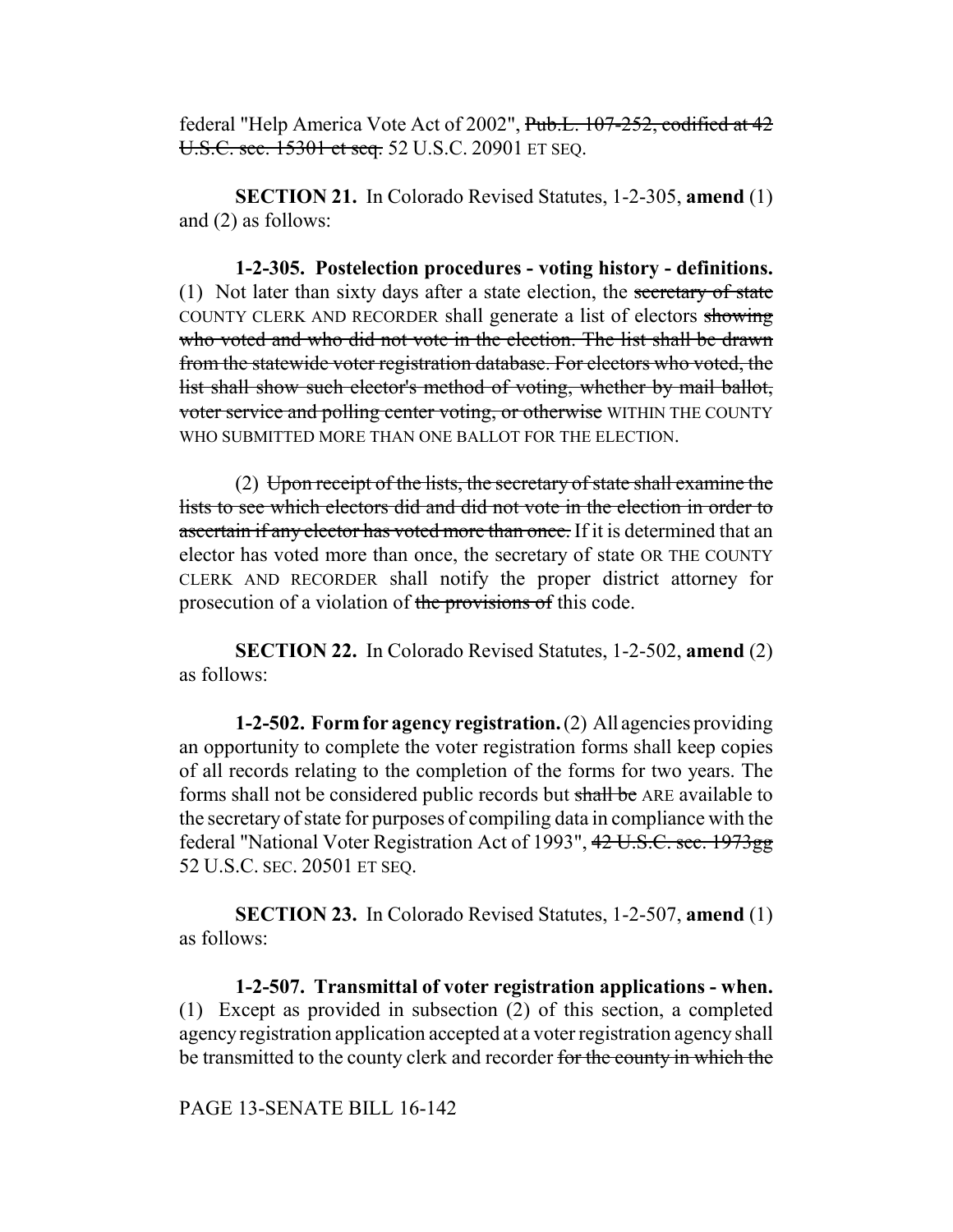federal "Help America Vote Act of 2002", ~~Pub.L. 107-252, codified at 42 U.S.C. sec. 15301 et seq.~~ 52 U.S.C. 20901 ET SEQ.

**SECTION 21.** In Colorado Revised Statutes, 1-2-305, **amend** (1) and (2) as follows:

**1-2-305. Postelection procedures - voting history - definitions.** (1) Not later than sixty days after a state election, the ~~secretary of state~~ COUNTY CLERK AND RECORDER shall generate a list of electors ~~showing who voted and who did not vote in the election. The list shall be drawn from the statewide voter registration database. For electors who voted, the list shall show such elector's method of voting, whether by mail ballot, voter service and polling center voting, or otherwise~~ WITHIN THE COUNTY WHO SUBMITTED MORE THAN ONE BALLOT FOR THE ELECTION.

(2) ~~Upon receipt of the lists, the secretary of state shall examine the lists to see which electors did and did not vote in the election in order to ascertain if any elector has voted more than once.~~ If it is determined that an elector has voted more than once, the secretary of state OR THE COUNTY CLERK AND RECORDER shall notify the proper district attorney for prosecution of a violation of ~~the provisions of~~ this code.

**SECTION 22.** In Colorado Revised Statutes, 1-2-502, **amend** (2) as follows:

**1-2-502. Form for agency registration.** (2) All agencies providing an opportunity to complete the voter registration forms shall keep copies of all records relating to the completion of the forms for two years. The forms shall not be considered public records but ~~shall be~~ ARE available to the secretary of state for purposes of compiling data in compliance with the federal "National Voter Registration Act of 1993", ~~42 U.S.C. sec. 1973gg~~ 52 U.S.C. SEC. 20501 ET SEQ.

**SECTION 23.** In Colorado Revised Statutes, 1-2-507, **amend** (1) as follows:

**1-2-507. Transmittal of voter registration applications - when.** (1) Except as provided in subsection (2) of this section, a completed agency registration application accepted at a voter registration agency shall be transmitted to the county clerk and recorder ~~for the county in which the~~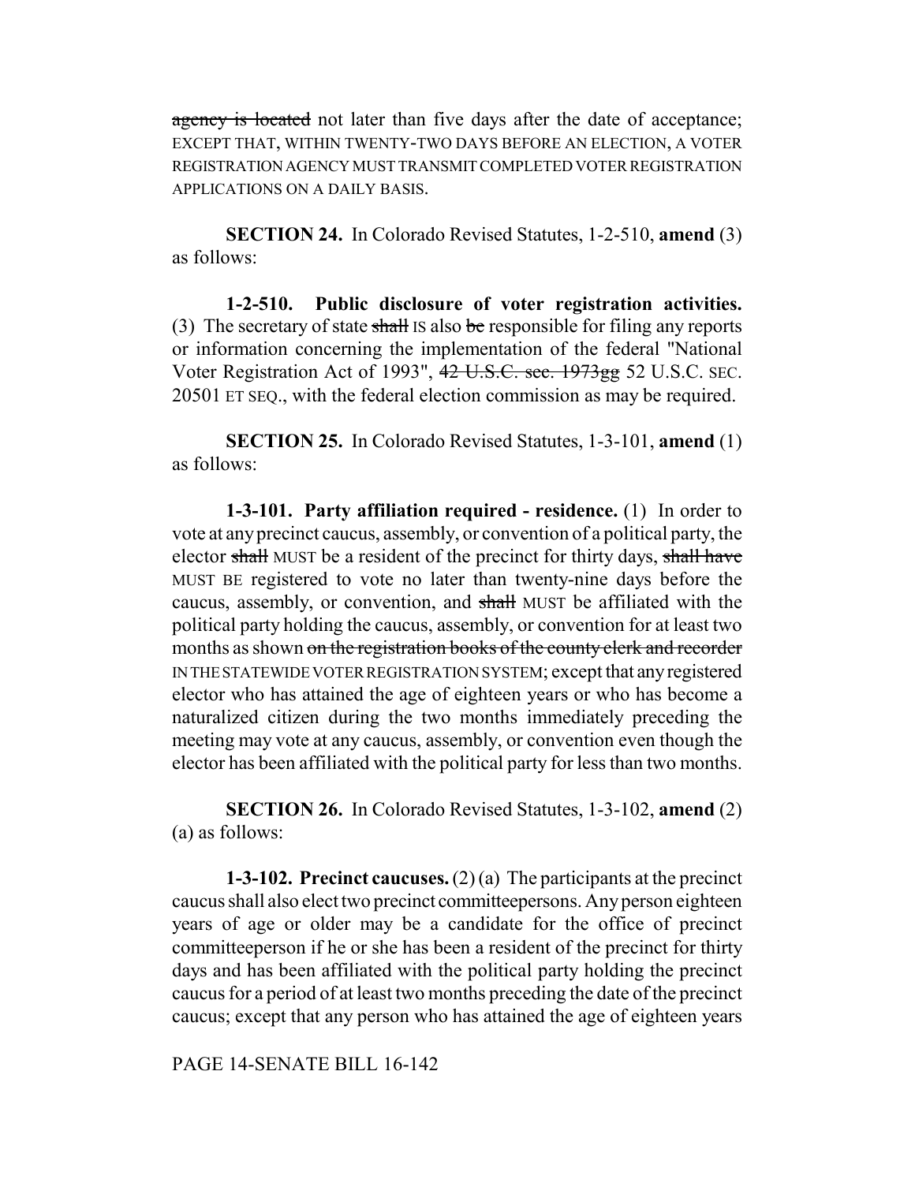~~agency is located~~ not later than five days after the date of acceptance; EXCEPT THAT, WITHIN TWENTY-TWO DAYS BEFORE AN ELECTION, A VOTER REGISTRATION AGENCY MUST TRANSMIT COMPLETED VOTER REGISTRATION APPLICATIONS ON A DAILY BASIS.

**SECTION 24.** In Colorado Revised Statutes, 1-2-510, **amend** (3) as follows:

**1-2-510. Public disclosure of voter registration activities.** (3) The secretary of state ~~shall~~ IS also ~~be~~ responsible for filing any reports or information concerning the implementation of the federal "National Voter Registration Act of 1993", ~~42 U.S.C. sec. 1973gg~~ 52 U.S.C. SEC. 20501 ET SEQ., with the federal election commission as may be required.

**SECTION 25.** In Colorado Revised Statutes, 1-3-101, **amend** (1) as follows:

**1-3-101. Party affiliation required - residence.** (1) In order to vote at any precinct caucus, assembly, or convention of a political party, the elector ~~shall~~ MUST be a resident of the precinct for thirty days, ~~shall have~~ MUST BE registered to vote no later than twenty-nine days before the caucus, assembly, or convention, and ~~shall~~ MUST be affiliated with the political party holding the caucus, assembly, or convention for at least two months as shown ~~on the registration books of the county clerk and recorder~~ IN THE STATEWIDE VOTER REGISTRATION SYSTEM; except that any registered elector who has attained the age of eighteen years or who has become a naturalized citizen during the two months immediately preceding the meeting may vote at any caucus, assembly, or convention even though the elector has been affiliated with the political party for less than two months.

**SECTION 26.** In Colorado Revised Statutes, 1-3-102, **amend** (2) (a) as follows:

**1-3-102. Precinct caucuses.** (2) (a) The participants at the precinct caucus shall also elect two precinct committeepersons. Any person eighteen years of age or older may be a candidate for the office of precinct committeeperson if he or she has been a resident of the precinct for thirty days and has been affiliated with the political party holding the precinct caucus for a period of at least two months preceding the date of the precinct caucus; except that any person who has attained the age of eighteen years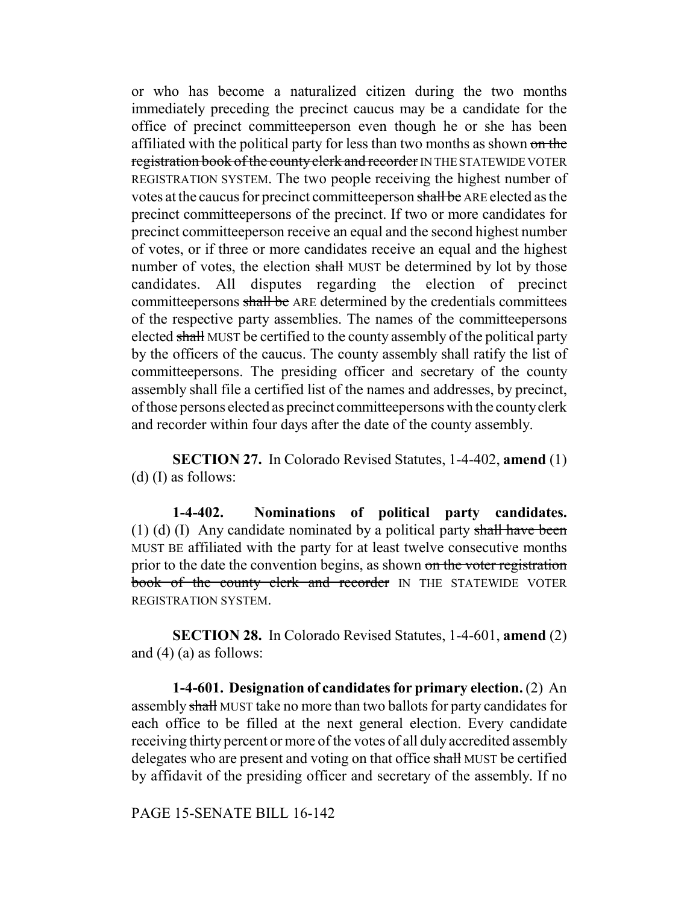or who has become a naturalized citizen during the two months immediately preceding the precinct caucus may be a candidate for the office of precinct committeeperson even though he or she has been affiliated with the political party for less than two months as shown ~~on the registration book of the county clerk and recorder~~ IN THE STATEWIDE VOTER REGISTRATION SYSTEM. The two people receiving the highest number of votes at the caucus for precinct committeeperson ~~shall be~~ ARE elected as the precinct committeepersons of the precinct. If two or more candidates for precinct committeeperson receive an equal and the second highest number of votes, or if three or more candidates receive an equal and the highest number of votes, the election ~~shall~~ MUST be determined by lot by those candidates. All disputes regarding the election of precinct committeepersons ~~shall be~~ ARE determined by the credentials committees of the respective party assemblies. The names of the committeepersons elected ~~shall~~ MUST be certified to the county assembly of the political party by the officers of the caucus. The county assembly shall ratify the list of committeepersons. The presiding officer and secretary of the county assembly shall file a certified list of the names and addresses, by precinct, of those persons elected as precinct committeepersons with the county clerk and recorder within four days after the date of the county assembly.

**SECTION 27.** In Colorado Revised Statutes, 1-4-402, **amend** (1) (d) (I) as follows:

**1-4-402. Nominations of political party candidates.** (1) (d) (I) Any candidate nominated by a political party ~~shall have been~~ MUST BE affiliated with the party for at least twelve consecutive months prior to the date the convention begins, as shown ~~on the voter registration book of the county clerk and recorder~~ IN THE STATEWIDE VOTER REGISTRATION SYSTEM.

**SECTION 28.** In Colorado Revised Statutes, 1-4-601, **amend** (2) and (4) (a) as follows:

**1-4-601. Designation of candidates for primary election.** (2) An assembly ~~shall~~ MUST take no more than two ballots for party candidates for each office to be filled at the next general election. Every candidate receiving thirty percent or more of the votes of all duly accredited assembly delegates who are present and voting on that office ~~shall~~ MUST be certified by affidavit of the presiding officer and secretary of the assembly. If no

PAGE 15-SENATE BILL 16-142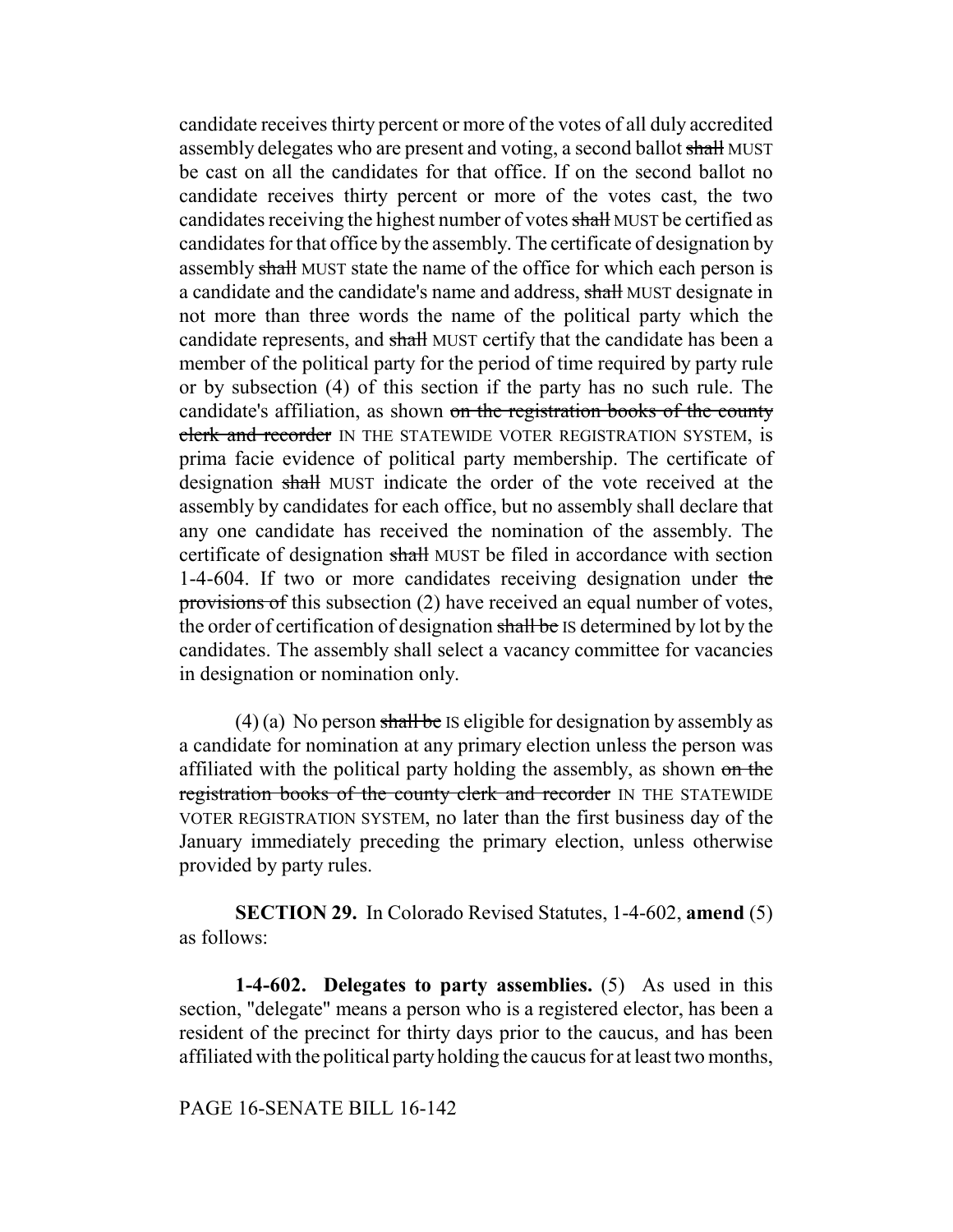candidate receives thirty percent or more of the votes of all duly accredited assembly delegates who are present and voting, a second ballot ~~shall~~ MUST be cast on all the candidates for that office. If on the second ballot no candidate receives thirty percent or more of the votes cast, the two candidates receiving the highest number of votes ~~shall~~ MUST be certified as candidates for that office by the assembly. The certificate of designation by assembly ~~shall~~ MUST state the name of the office for which each person is a candidate and the candidate's name and address, ~~shall~~ MUST designate in not more than three words the name of the political party which the candidate represents, and ~~shall~~ MUST certify that the candidate has been a member of the political party for the period of time required by party rule or by subsection (4) of this section if the party has no such rule. The candidate's affiliation, as shown ~~on the registration books of the county clerk and recorder~~ IN THE STATEWIDE VOTER REGISTRATION SYSTEM, is prima facie evidence of political party membership. The certificate of designation ~~shall~~ MUST indicate the order of the vote received at the assembly by candidates for each office, but no assembly shall declare that any one candidate has received the nomination of the assembly. The certificate of designation ~~shall~~ MUST be filed in accordance with section 1-4-604. If two or more candidates receiving designation under ~~the provisions of~~ this subsection (2) have received an equal number of votes, the order of certification of designation ~~shall be~~ IS determined by lot by the candidates. The assembly shall select a vacancy committee for vacancies in designation or nomination only.

(4) (a) No person ~~shall be~~ IS eligible for designation by assembly as a candidate for nomination at any primary election unless the person was affiliated with the political party holding the assembly, as shown ~~on the registration books of the county clerk and recorder~~ IN THE STATEWIDE VOTER REGISTRATION SYSTEM, no later than the first business day of the January immediately preceding the primary election, unless otherwise provided by party rules.

**SECTION 29.** In Colorado Revised Statutes, 1-4-602, **amend** (5) as follows:

**1-4-602. Delegates to party assemblies.** (5) As used in this section, "delegate" means a person who is a registered elector, has been a resident of the precinct for thirty days prior to the caucus, and has been affiliated with the political party holding the caucus for at least two months,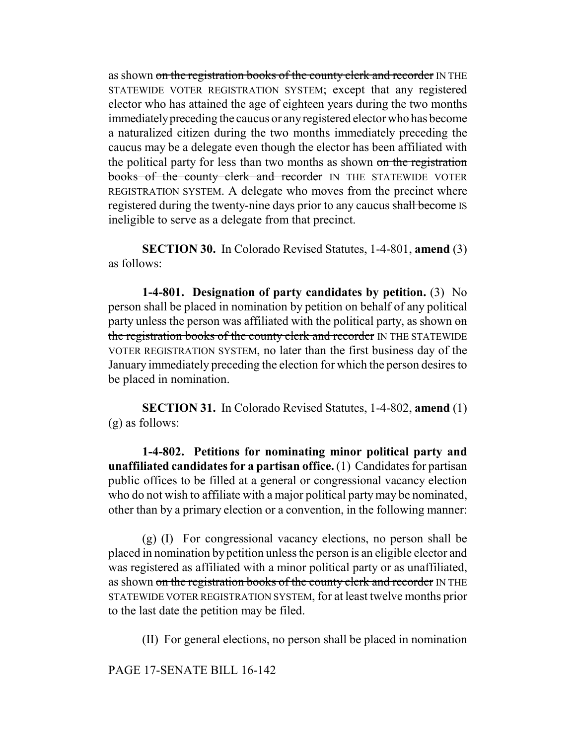as shown ~~on the registration books of the county clerk and recorder~~ IN THE STATEWIDE VOTER REGISTRATION SYSTEM; except that any registered elector who has attained the age of eighteen years during the two months immediately preceding the caucus or any registered elector who has become a naturalized citizen during the two months immediately preceding the caucus may be a delegate even though the elector has been affiliated with the political party for less than two months as shown ~~on the registration books of the county clerk and recorder~~ IN THE STATEWIDE VOTER REGISTRATION SYSTEM. A delegate who moves from the precinct where registered during the twenty-nine days prior to any caucus ~~shall become~~ IS ineligible to serve as a delegate from that precinct.

**SECTION 30.** In Colorado Revised Statutes, 1-4-801, **amend** (3) as follows:

**1-4-801. Designation of party candidates by petition.** (3) No person shall be placed in nomination by petition on behalf of any political party unless the person was affiliated with the political party, as shown ~~on the registration books of the county clerk and recorder~~ IN THE STATEWIDE VOTER REGISTRATION SYSTEM, no later than the first business day of the January immediately preceding the election for which the person desires to be placed in nomination.

**SECTION 31.** In Colorado Revised Statutes, 1-4-802, **amend** (1) (g) as follows:

**1-4-802. Petitions for nominating minor political party and unaffiliated candidates for a partisan office.** (1) Candidates for partisan public offices to be filled at a general or congressional vacancy election who do not wish to affiliate with a major political party may be nominated, other than by a primary election or a convention, in the following manner:

(g) (I) For congressional vacancy elections, no person shall be placed in nomination by petition unless the person is an eligible elector and was registered as affiliated with a minor political party or as unaffiliated, as shown ~~on the registration books of the county clerk and recorder~~ IN THE STATEWIDE VOTER REGISTRATION SYSTEM, for at least twelve months prior to the last date the petition may be filed.

(II) For general elections, no person shall be placed in nomination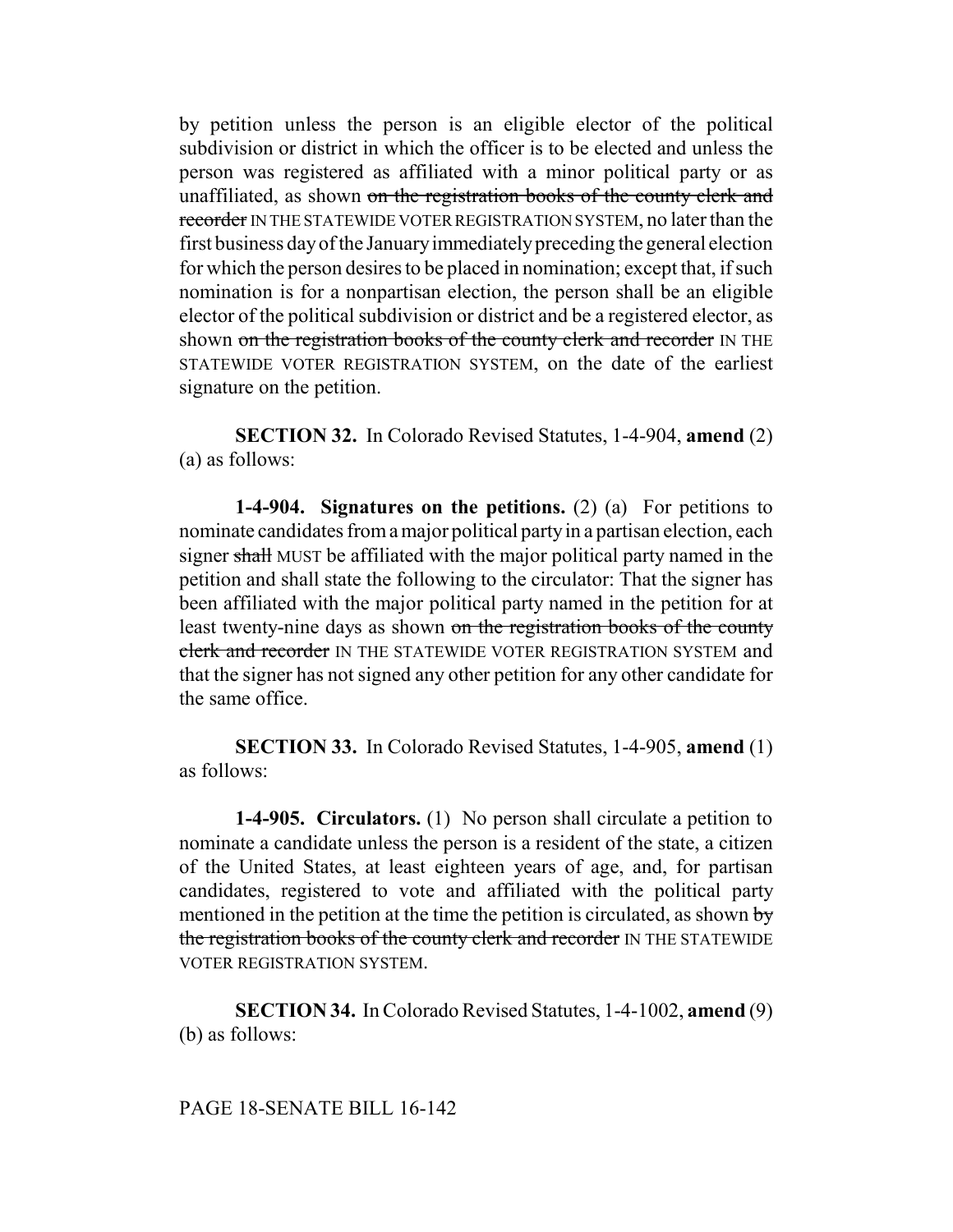by petition unless the person is an eligible elector of the political subdivision or district in which the officer is to be elected and unless the person was registered as affiliated with a minor political party or as unaffiliated, as shown ~~on the registration books of the county clerk and recorder~~ IN THE STATEWIDE VOTER REGISTRATION SYSTEM, no later than the first business day of the January immediately preceding the general election for which the person desires to be placed in nomination; except that, if such nomination is for a nonpartisan election, the person shall be an eligible elector of the political subdivision or district and be a registered elector, as shown ~~on the registration books of the county clerk and recorder~~ IN THE STATEWIDE VOTER REGISTRATION SYSTEM, on the date of the earliest signature on the petition.

**SECTION 32.** In Colorado Revised Statutes, 1-4-904, **amend** (2) (a) as follows:

**1-4-904. Signatures on the petitions.** (2) (a) For petitions to nominate candidates from a major political party in a partisan election, each signer ~~shall~~ MUST be affiliated with the major political party named in the petition and shall state the following to the circulator: That the signer has been affiliated with the major political party named in the petition for at least twenty-nine days as shown ~~on the registration books of the county clerk and recorder~~ IN THE STATEWIDE VOTER REGISTRATION SYSTEM and that the signer has not signed any other petition for any other candidate for the same office.

**SECTION 33.** In Colorado Revised Statutes, 1-4-905, **amend** (1) as follows:

**1-4-905. Circulators.** (1) No person shall circulate a petition to nominate a candidate unless the person is a resident of the state, a citizen of the United States, at least eighteen years of age, and, for partisan candidates, registered to vote and affiliated with the political party mentioned in the petition at the time the petition is circulated, as shown ~~by the registration books of the county clerk and recorder~~ IN THE STATEWIDE VOTER REGISTRATION SYSTEM.

**SECTION 34.** In Colorado Revised Statutes, 1-4-1002, **amend** (9) (b) as follows: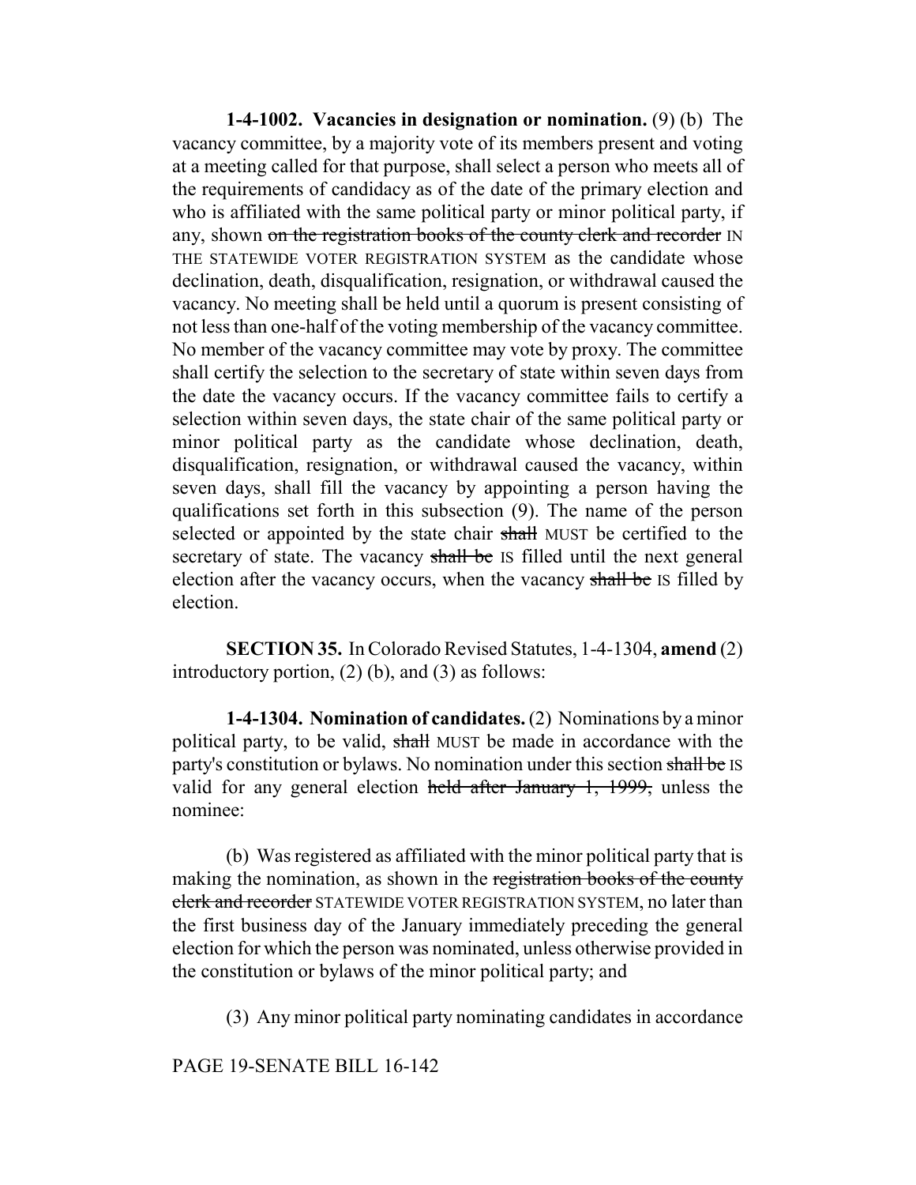**1-4-1002. Vacancies in designation or nomination.** (9) (b) The vacancy committee, by a majority vote of its members present and voting at a meeting called for that purpose, shall select a person who meets all of the requirements of candidacy as of the date of the primary election and who is affiliated with the same political party or minor political party, if any, shown ~~on the registration books of the county clerk and recorder~~ IN THE STATEWIDE VOTER REGISTRATION SYSTEM as the candidate whose declination, death, disqualification, resignation, or withdrawal caused the vacancy. No meeting shall be held until a quorum is present consisting of not less than one-half of the voting membership of the vacancy committee. No member of the vacancy committee may vote by proxy. The committee shall certify the selection to the secretary of state within seven days from the date the vacancy occurs. If the vacancy committee fails to certify a selection within seven days, the state chair of the same political party or minor political party as the candidate whose declination, death, disqualification, resignation, or withdrawal caused the vacancy, within seven days, shall fill the vacancy by appointing a person having the qualifications set forth in this subsection (9). The name of the person selected or appointed by the state chair ~~shall~~ MUST be certified to the secretary of state. The vacancy ~~shall be~~ IS filled until the next general election after the vacancy occurs, when the vacancy ~~shall be~~ IS filled by election.

**SECTION 35.** In Colorado Revised Statutes, 1-4-1304, **amend** (2) introductory portion, (2) (b), and (3) as follows:

**1-4-1304. Nomination of candidates.** (2) Nominations by a minor political party, to be valid, ~~shall~~ MUST be made in accordance with the party's constitution or bylaws. No nomination under this section ~~shall be~~ IS valid for any general election ~~held after January 1, 1999,~~ unless the nominee:

(b) Was registered as affiliated with the minor political party that is making the nomination, as shown in the ~~registration books of the county clerk and recorder~~ STATEWIDE VOTER REGISTRATION SYSTEM, no later than the first business day of the January immediately preceding the general election for which the person was nominated, unless otherwise provided in the constitution or bylaws of the minor political party; and

(3) Any minor political party nominating candidates in accordance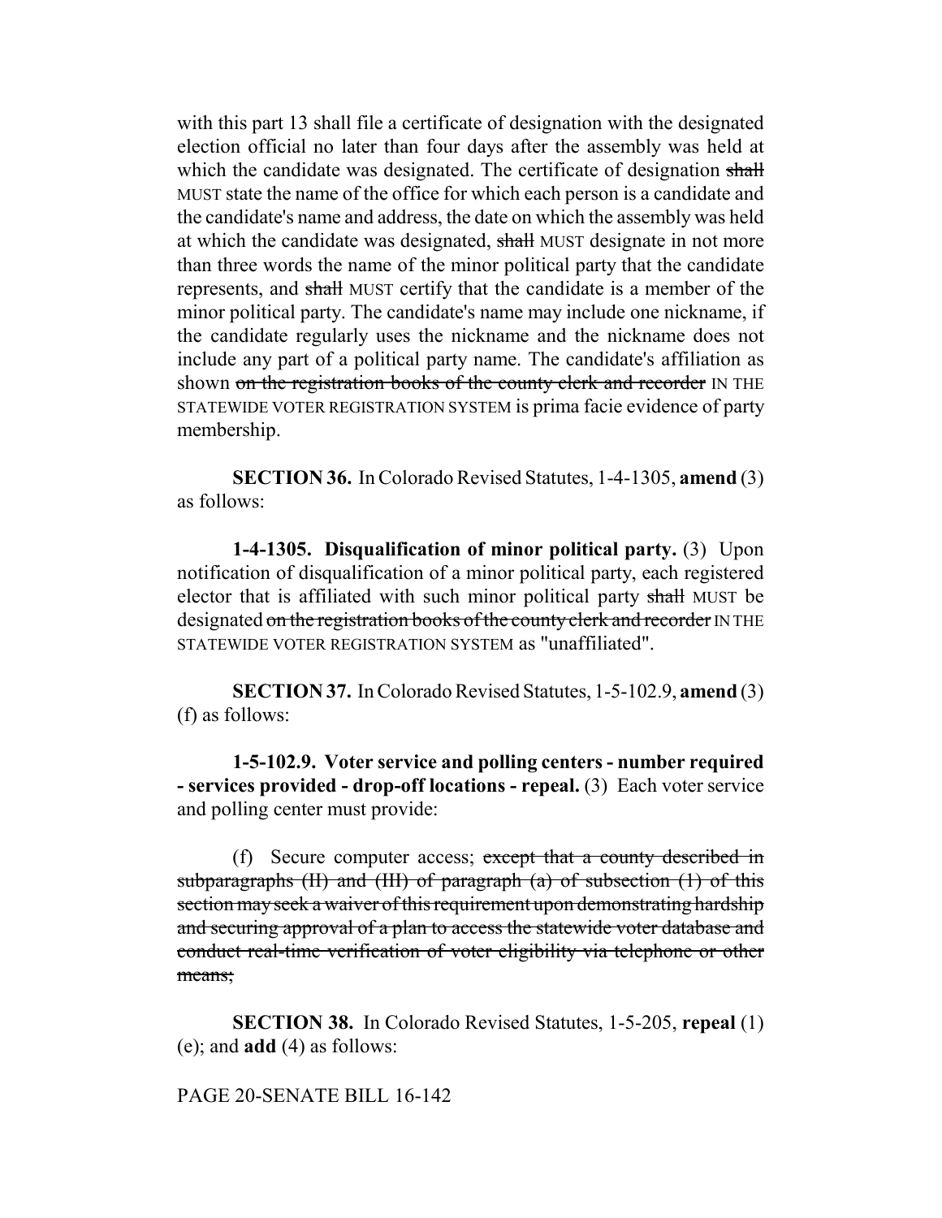with this part 13 shall file a certificate of designation with the designated election official no later than four days after the assembly was held at which the candidate was designated. The certificate of designation ~~shall~~ MUST state the name of the office for which each person is a candidate and the candidate's name and address, the date on which the assembly was held at which the candidate was designated, ~~shall~~ MUST designate in not more than three words the name of the minor political party that the candidate represents, and ~~shall~~ MUST certify that the candidate is a member of the minor political party. The candidate's name may include one nickname, if the candidate regularly uses the nickname and the nickname does not include any part of a political party name. The candidate's affiliation as shown ~~on the registration books of the county clerk and recorder~~ IN THE STATEWIDE VOTER REGISTRATION SYSTEM is prima facie evidence of party membership.

**SECTION 36.** In Colorado Revised Statutes, 1-4-1305, **amend** (3) as follows:

**1-4-1305. Disqualification of minor political party.** (3) Upon notification of disqualification of a minor political party, each registered elector that is affiliated with such minor political party ~~shall~~ MUST be designated ~~on the registration books of the county clerk and recorder~~ IN THE STATEWIDE VOTER REGISTRATION SYSTEM as "unaffiliated".

**SECTION 37.** In Colorado Revised Statutes, 1-5-102.9, **amend** (3) (f) as follows:

**1-5-102.9. Voter service and polling centers - number required - services provided - drop-off locations - repeal.** (3) Each voter service and polling center must provide:

(f) Secure computer access; ~~except that a county described in subparagraphs (II) and (III) of paragraph (a) of subsection (1) of this section may seek a waiver of this requirement upon demonstrating hardship and securing approval of a plan to access the statewide voter database and conduct real-time verification of voter eligibility via telephone or other means;~~

**SECTION 38.** In Colorado Revised Statutes, 1-5-205, **repeal** (1) (e); and **add** (4) as follows: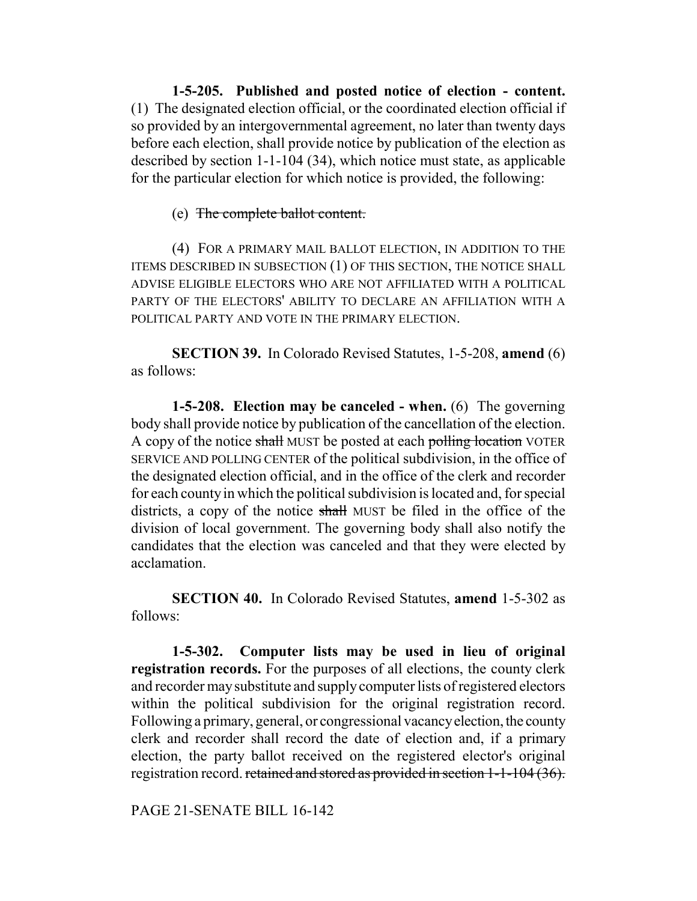**1-5-205. Published and posted notice of election - content.** (1) The designated election official, or the coordinated election official if so provided by an intergovernmental agreement, no later than twenty days before each election, shall provide notice by publication of the election as described by section 1-1-104 (34), which notice must state, as applicable for the particular election for which notice is provided, the following:

(e) ~~The complete ballot content.~~

(4) FOR A PRIMARY MAIL BALLOT ELECTION, IN ADDITION TO THE ITEMS DESCRIBED IN SUBSECTION (1) OF THIS SECTION, THE NOTICE SHALL ADVISE ELIGIBLE ELECTORS WHO ARE NOT AFFILIATED WITH A POLITICAL PARTY OF THE ELECTORS' ABILITY TO DECLARE AN AFFILIATION WITH A POLITICAL PARTY AND VOTE IN THE PRIMARY ELECTION.

**SECTION 39.** In Colorado Revised Statutes, 1-5-208, **amend** (6) as follows:

**1-5-208. Election may be canceled - when.** (6) The governing body shall provide notice by publication of the cancellation of the election. A copy of the notice ~~shall~~ MUST be posted at each ~~polling location~~ VOTER SERVICE AND POLLING CENTER of the political subdivision, in the office of the designated election official, and in the office of the clerk and recorder for each county in which the political subdivision is located and, for special districts, a copy of the notice ~~shall~~ MUST be filed in the office of the division of local government. The governing body shall also notify the candidates that the election was canceled and that they were elected by acclamation.

**SECTION 40.** In Colorado Revised Statutes, **amend** 1-5-302 as follows:

**1-5-302. Computer lists may be used in lieu of original registration records.** For the purposes of all elections, the county clerk and recorder may substitute and supply computer lists of registered electors within the political subdivision for the original registration record. Following a primary, general, or congressional vacancy election, the county clerk and recorder shall record the date of election and, if a primary election, the party ballot received on the registered elector's original registration record. ~~retained and stored as provided in section 1-1-104 (36).~~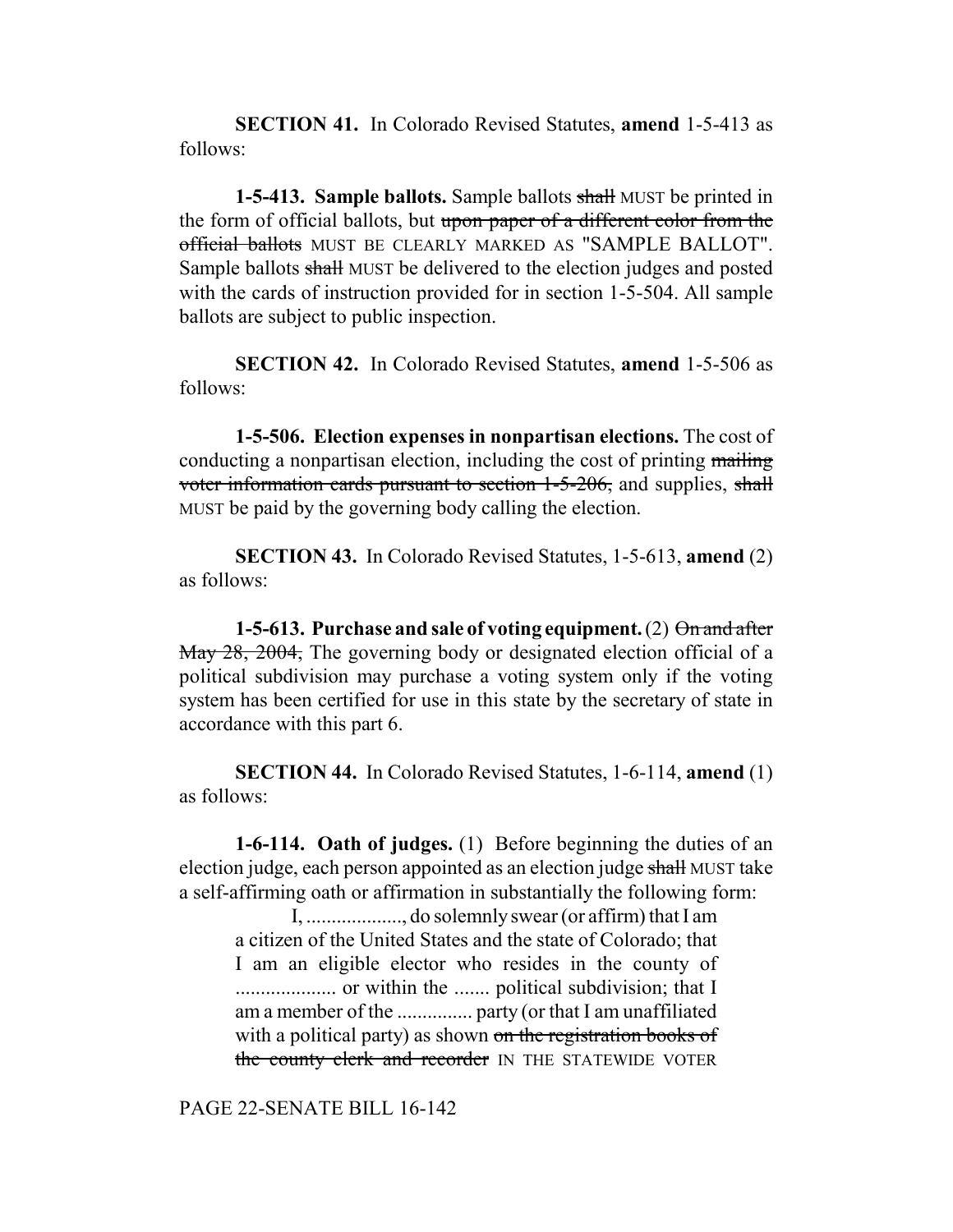**SECTION 41.** In Colorado Revised Statutes, **amend** 1-5-413 as follows:

**1-5-413. Sample ballots.** Sample ballots ~~shall~~ MUST be printed in the form of official ballots, but ~~upon paper of a different color from the official ballots~~ MUST BE CLEARLY MARKED AS "SAMPLE BALLOT". Sample ballots ~~shall~~ MUST be delivered to the election judges and posted with the cards of instruction provided for in section 1-5-504. All sample ballots are subject to public inspection.

**SECTION 42.** In Colorado Revised Statutes, **amend** 1-5-506 as follows:

**1-5-506. Election expenses in nonpartisan elections.** The cost of conducting a nonpartisan election, including the cost of printing ~~mailing voter information cards pursuant to section 1-5-206,~~ and supplies, ~~shall~~ MUST be paid by the governing body calling the election.

**SECTION 43.** In Colorado Revised Statutes, 1-5-613, **amend** (2) as follows:

**1-5-613. Purchase and sale of voting equipment.** (2) ~~On and after May 28, 2004,~~ The governing body or designated election official of a political subdivision may purchase a voting system only if the voting system has been certified for use in this state by the secretary of state in accordance with this part 6.

**SECTION 44.** In Colorado Revised Statutes, 1-6-114, **amend** (1) as follows:

**1-6-114. Oath of judges.** (1) Before beginning the duties of an election judge, each person appointed as an election judge ~~shall~~ MUST take a self-affirming oath or affirmation in substantially the following form:

> I, .................., do solemnly swear (or affirm) that I am a citizen of the United States and the state of Colorado; that I am an eligible elector who resides in the county of .................... or within the ....... political subdivision; that I am a member of the ............... party (or that I am unaffiliated with a political party) as shown ~~on the registration books of the county clerk and recorder~~ IN THE STATEWIDE VOTER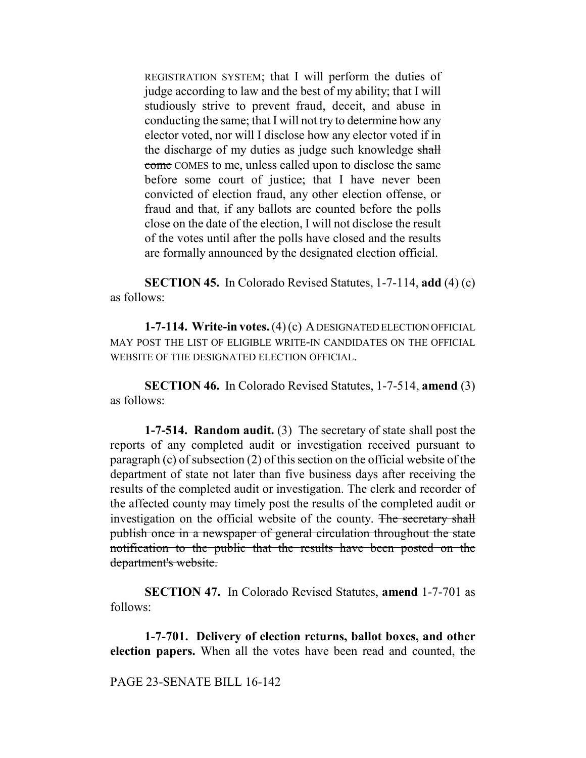REGISTRATION SYSTEM; that I will perform the duties of judge according to law and the best of my ability; that I will studiously strive to prevent fraud, deceit, and abuse in conducting the same; that I will not try to determine how any elector voted, nor will I disclose how any elector voted if in the discharge of my duties as judge such knowledge ~~shall come~~ COMES to me, unless called upon to disclose the same before some court of justice; that I have never been convicted of election fraud, any other election offense, or fraud and that, if any ballots are counted before the polls close on the date of the election, I will not disclose the result of the votes until after the polls have closed and the results are formally announced by the designated election official.

**SECTION 45.** In Colorado Revised Statutes, 1-7-114, **add** (4) (c) as follows:

**1-7-114. Write-in votes.** (4) (c) A DESIGNATED ELECTION OFFICIAL MAY POST THE LIST OF ELIGIBLE WRITE-IN CANDIDATES ON THE OFFICIAL WEBSITE OF THE DESIGNATED ELECTION OFFICIAL.

**SECTION 46.** In Colorado Revised Statutes, 1-7-514, **amend** (3) as follows:

**1-7-514. Random audit.** (3) The secretary of state shall post the reports of any completed audit or investigation received pursuant to paragraph (c) of subsection (2) of this section on the official website of the department of state not later than five business days after receiving the results of the completed audit or investigation. The clerk and recorder of the affected county may timely post the results of the completed audit or investigation on the official website of the county. ~~The secretary shall publish once in a newspaper of general circulation throughout the state notification to the public that the results have been posted on the department's website.~~

**SECTION 47.** In Colorado Revised Statutes, **amend** 1-7-701 as follows:

**1-7-701. Delivery of election returns, ballot boxes, and other election papers.** When all the votes have been read and counted, the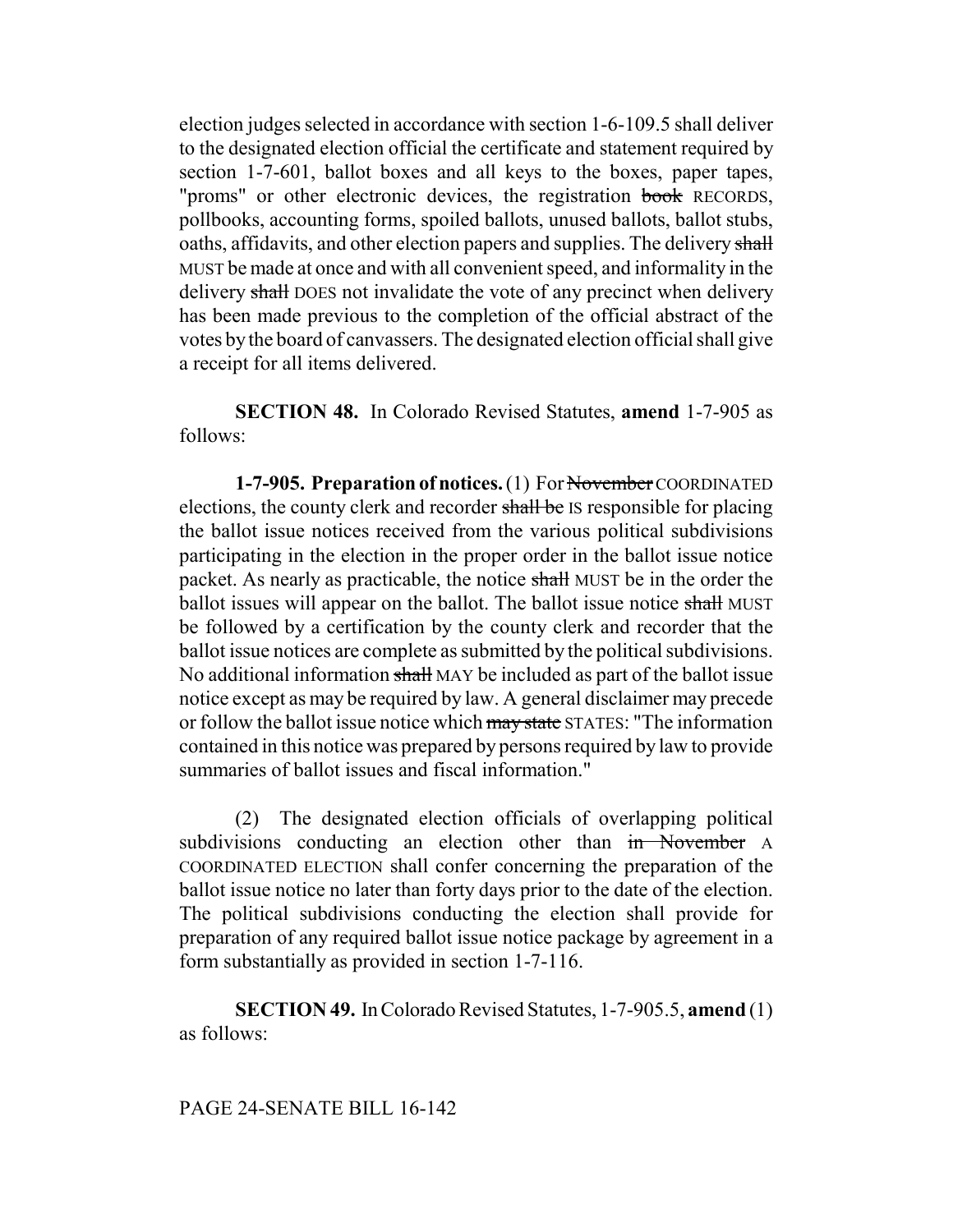election judges selected in accordance with section 1-6-109.5 shall deliver to the designated election official the certificate and statement required by section 1-7-601, ballot boxes and all keys to the boxes, paper tapes, "proms" or other electronic devices, the registration ~~book~~ RECORDS, pollbooks, accounting forms, spoiled ballots, unused ballots, ballot stubs, oaths, affidavits, and other election papers and supplies. The delivery ~~shall~~ MUST be made at once and with all convenient speed, and informality in the delivery ~~shall~~ DOES not invalidate the vote of any precinct when delivery has been made previous to the completion of the official abstract of the votes by the board of canvassers. The designated election official shall give a receipt for all items delivered.

**SECTION 48.** In Colorado Revised Statutes, **amend** 1-7-905 as follows:

**1-7-905. Preparation of notices.** (1) For ~~November~~ COORDINATED elections, the county clerk and recorder ~~shall be~~ IS responsible for placing the ballot issue notices received from the various political subdivisions participating in the election in the proper order in the ballot issue notice packet. As nearly as practicable, the notice ~~shall~~ MUST be in the order the ballot issues will appear on the ballot. The ballot issue notice ~~shall~~ MUST be followed by a certification by the county clerk and recorder that the ballot issue notices are complete as submitted by the political subdivisions. No additional information ~~shall~~ MAY be included as part of the ballot issue notice except as may be required by law. A general disclaimer may precede or follow the ballot issue notice which ~~may state~~ STATES: "The information contained in this notice was prepared by persons required by law to provide summaries of ballot issues and fiscal information."

(2) The designated election officials of overlapping political subdivisions conducting an election other than ~~in November~~ A COORDINATED ELECTION shall confer concerning the preparation of the ballot issue notice no later than forty days prior to the date of the election. The political subdivisions conducting the election shall provide for preparation of any required ballot issue notice package by agreement in a form substantially as provided in section 1-7-116.

**SECTION 49.** In Colorado Revised Statutes, 1-7-905.5, **amend** (1) as follows: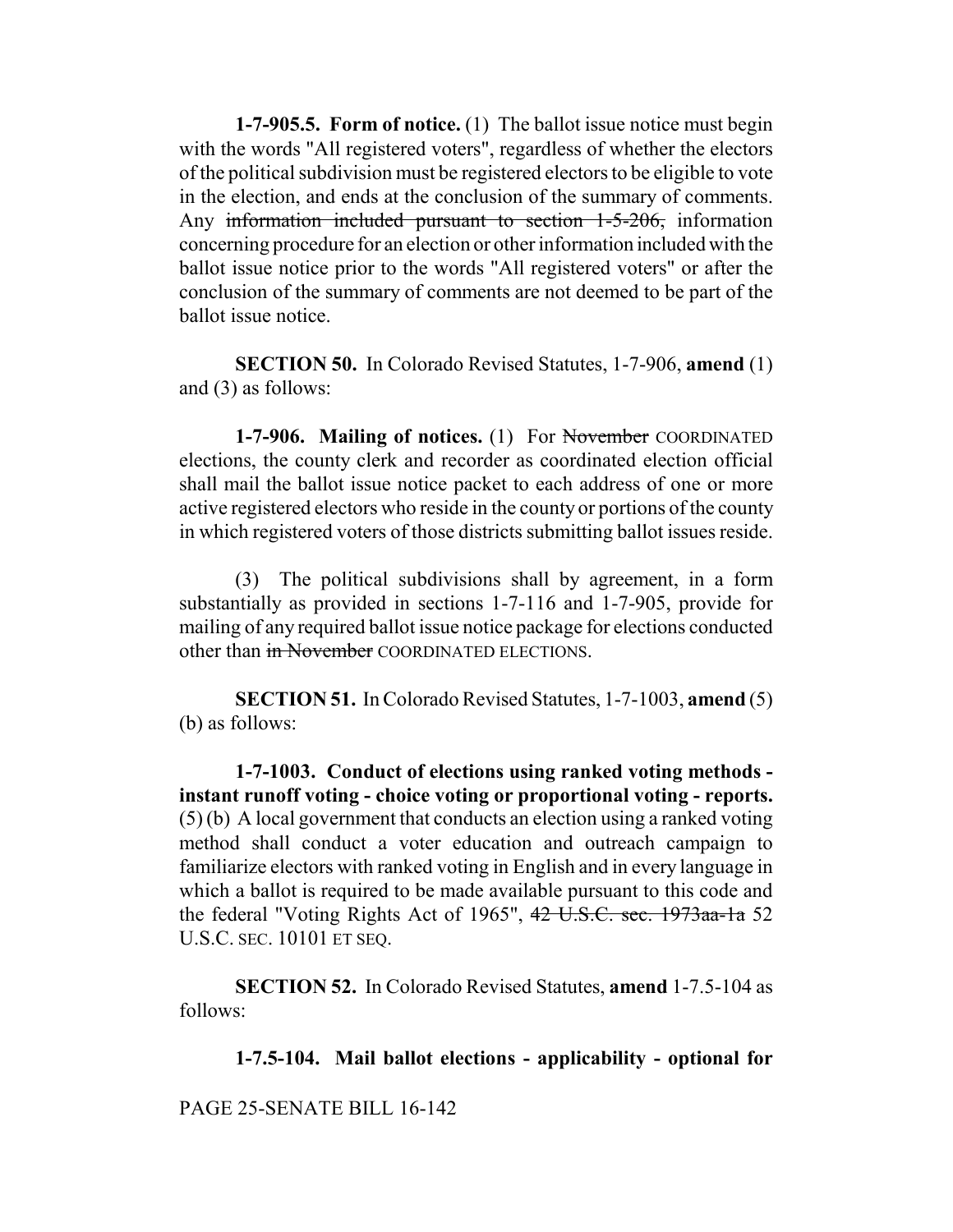**1-7-905.5. Form of notice.** (1) The ballot issue notice must begin with the words "All registered voters", regardless of whether the electors of the political subdivision must be registered electors to be eligible to vote in the election, and ends at the conclusion of the summary of comments. Any ~~information included pursuant to section 1-5-206,~~ information concerning procedure for an election or other information included with the ballot issue notice prior to the words "All registered voters" or after the conclusion of the summary of comments are not deemed to be part of the ballot issue notice.

**SECTION 50.** In Colorado Revised Statutes, 1-7-906, **amend** (1) and (3) as follows:

**1-7-906. Mailing of notices.** (1) For ~~November~~ COORDINATED elections, the county clerk and recorder as coordinated election official shall mail the ballot issue notice packet to each address of one or more active registered electors who reside in the county or portions of the county in which registered voters of those districts submitting ballot issues reside.

(3) The political subdivisions shall by agreement, in a form substantially as provided in sections 1-7-116 and 1-7-905, provide for mailing of any required ballot issue notice package for elections conducted other than ~~in November~~ COORDINATED ELECTIONS.

**SECTION 51.** In Colorado Revised Statutes, 1-7-1003, **amend** (5) (b) as follows:

**1-7-1003. Conduct of elections using ranked voting methods - instant runoff voting - choice voting or proportional voting - reports.** (5) (b) A local government that conducts an election using a ranked voting method shall conduct a voter education and outreach campaign to familiarize electors with ranked voting in English and in every language in which a ballot is required to be made available pursuant to this code and the federal "Voting Rights Act of 1965", ~~42 U.S.C. sec. 1973aa-1a~~ 52 U.S.C. SEC. 10101 ET SEQ.

**SECTION 52.** In Colorado Revised Statutes, **amend** 1-7.5-104 as follows:

**1-7.5-104. Mail ballot elections - applicability - optional for**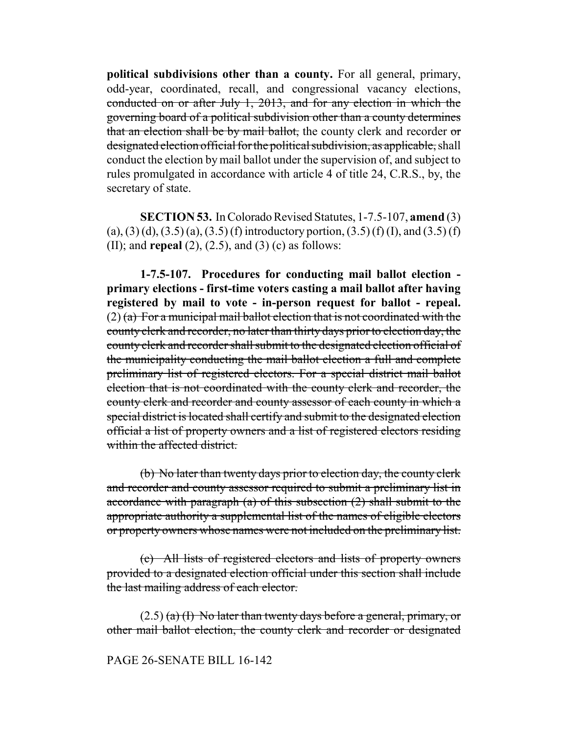**political subdivisions other than a county.** For all general, primary, odd-year, coordinated, recall, and congressional vacancy elections, ~~conducted on or after July 1, 2013, and for any election in which the governing board of a political subdivision other than a county determines that an election shall be by mail ballot,~~ the county clerk and recorder ~~or designated election official for the political subdivision, as applicable,~~ shall conduct the election by mail ballot under the supervision of, and subject to rules promulgated in accordance with article 4 of title 24, C.R.S., by, the secretary of state.

**SECTION 53.** In Colorado Revised Statutes, 1-7.5-107, **amend** (3) (a), (3) (d), (3.5) (a), (3.5) (f) introductory portion, (3.5) (f) (I), and (3.5) (f) (II); and **repeal** (2), (2.5), and (3) (c) as follows:

**1-7.5-107. Procedures for conducting mail ballot election - primary elections - first-time voters casting a mail ballot after having registered by mail to vote - in-person request for ballot - repeal.** (2) ~~(a) For a municipal mail ballot election that is not coordinated with the county clerk and recorder, no later than thirty days prior to election day, the county clerk and recorder shall submit to the designated election official of the municipality conducting the mail ballot election a full and complete preliminary list of registered electors. For a special district mail ballot election that is not coordinated with the county clerk and recorder, the county clerk and recorder and county assessor of each county in which a special district is located shall certify and submit to the designated election official a list of property owners and a list of registered electors residing within the affected district.~~

~~(b) No later than twenty days prior to election day, the county clerk and recorder and county assessor required to submit a preliminary list in accordance with paragraph (a) of this subsection (2) shall submit to the appropriate authority a supplemental list of the names of eligible electors or property owners whose names were not included on the preliminary list.~~

~~(c) All lists of registered electors and lists of property owners provided to a designated election official under this section shall include the last mailing address of each elector.~~

(2.5) ~~(a) (I) No later than twenty days before a general, primary, or other mail ballot election, the county clerk and recorder or designated~~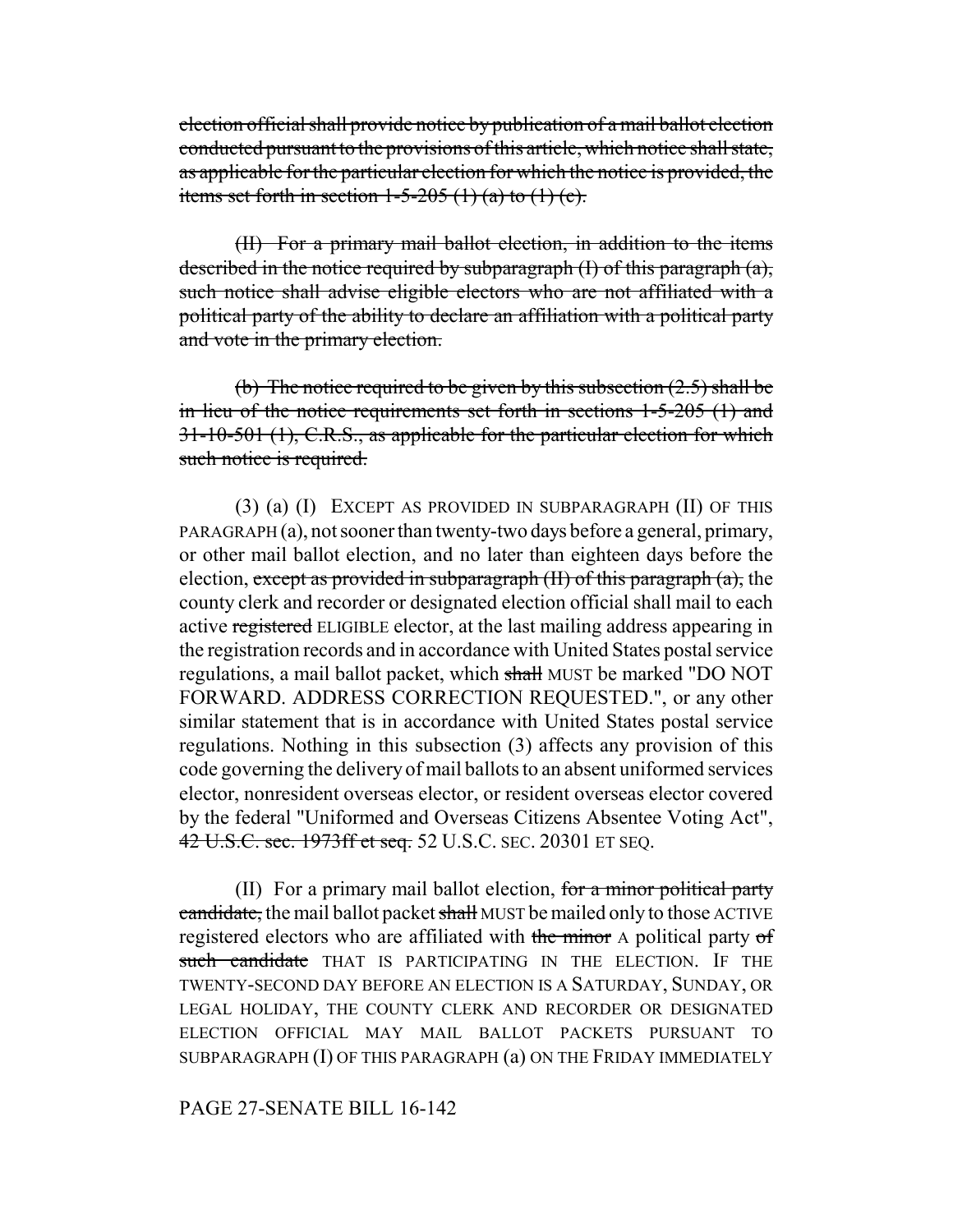~~election official shall provide notice by publication of a mail ballot election conducted pursuant to the provisions of this article, which notice shall state, as applicable for the particular election for which the notice is provided, the items set forth in section 1-5-205 (1) (a) to (1) (e).~~

~~(II) For a primary mail ballot election, in addition to the items described in the notice required by subparagraph (I) of this paragraph (a), such notice shall advise eligible electors who are not affiliated with a political party of the ability to declare an affiliation with a political party and vote in the primary election.~~

~~(b) The notice required to be given by this subsection (2.5) shall be in lieu of the notice requirements set forth in sections 1-5-205 (1) and 31-10-501 (1), C.R.S., as applicable for the particular election for which such notice is required.~~

(3) (a) (I) EXCEPT AS PROVIDED IN SUBPARAGRAPH (II) OF THIS PARAGRAPH (a), not sooner than twenty-two days before a general, primary, or other mail ballot election, and no later than eighteen days before the election, ~~except as provided in subparagraph (II) of this paragraph (a),~~ the county clerk and recorder or designated election official shall mail to each active ~~registered~~ ELIGIBLE elector, at the last mailing address appearing in the registration records and in accordance with United States postal service regulations, a mail ballot packet, which ~~shall~~ MUST be marked "DO NOT FORWARD. ADDRESS CORRECTION REQUESTED.", or any other similar statement that is in accordance with United States postal service regulations. Nothing in this subsection (3) affects any provision of this code governing the delivery of mail ballots to an absent uniformed services elector, nonresident overseas elector, or resident overseas elector covered by the federal "Uniformed and Overseas Citizens Absentee Voting Act", ~~42 U.S.C. sec. 1973ff et seq.~~ 52 U.S.C. SEC. 20301 ET SEQ.

(II) For a primary mail ballot election, ~~for a minor political party candidate,~~ the mail ballot packet ~~shall~~ MUST be mailed only to those ACTIVE registered electors who are affiliated with ~~the minor~~ A political party ~~of such candidate~~ THAT IS PARTICIPATING IN THE ELECTION. IF THE TWENTY-SECOND DAY BEFORE AN ELECTION IS A SATURDAY, SUNDAY, OR LEGAL HOLIDAY, THE COUNTY CLERK AND RECORDER OR DESIGNATED ELECTION OFFICIAL MAY MAIL BALLOT PACKETS PURSUANT TO SUBPARAGRAPH (I) OF THIS PARAGRAPH (a) ON THE FRIDAY IMMEDIATELY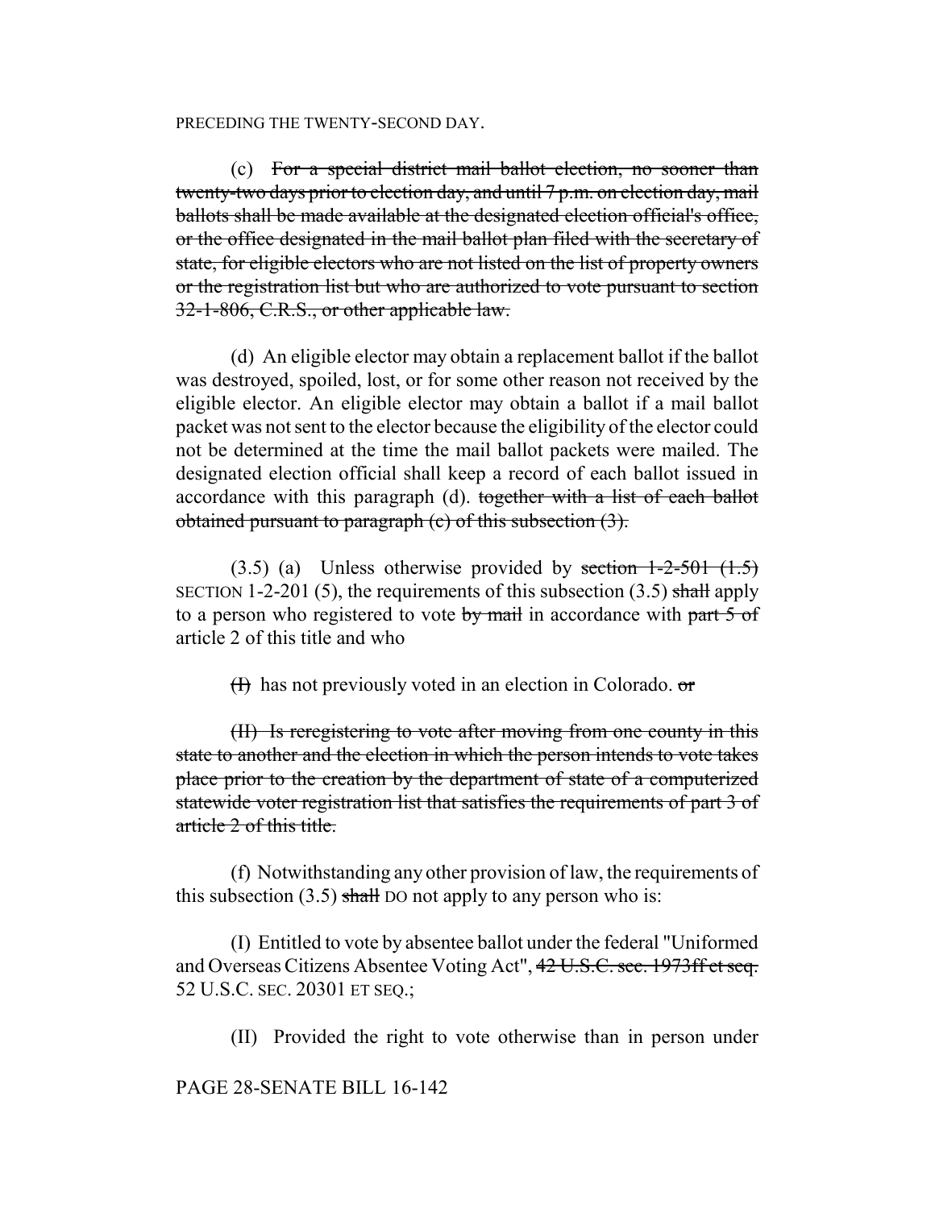PRECEDING THE TWENTY-SECOND DAY.

(c) ~~For a special district mail ballot election, no sooner than twenty-two days prior to election day, and until 7 p.m. on election day, mail ballots shall be made available at the designated election official's office, or the office designated in the mail ballot plan filed with the secretary of state, for eligible electors who are not listed on the list of property owners or the registration list but who are authorized to vote pursuant to section 32-1-806, C.R.S., or other applicable law.~~

(d) An eligible elector may obtain a replacement ballot if the ballot was destroyed, spoiled, lost, or for some other reason not received by the eligible elector. An eligible elector may obtain a ballot if a mail ballot packet was not sent to the elector because the eligibility of the elector could not be determined at the time the mail ballot packets were mailed. The designated election official shall keep a record of each ballot issued in accordance with this paragraph (d). ~~together with a list of each ballot obtained pursuant to paragraph (c) of this subsection (3).~~

(3.5) (a) Unless otherwise provided by ~~section 1-2-501 (1.5)~~ SECTION 1-2-201 (5), the requirements of this subsection (3.5) ~~shall~~ apply to a person who registered to vote ~~by mail~~ in accordance with ~~part 5 of~~ article 2 of this title and who

~~(I)~~ has not previously voted in an election in Colorado. ~~or~~

~~(II) Is reregistering to vote after moving from one county in this state to another and the election in which the person intends to vote takes place prior to the creation by the department of state of a computerized statewide voter registration list that satisfies the requirements of part 3 of article 2 of this title.~~

(f) Notwithstanding any other provision of law, the requirements of this subsection (3.5) ~~shall~~ DO not apply to any person who is:

(I) Entitled to vote by absentee ballot under the federal "Uniformed and Overseas Citizens Absentee Voting Act", ~~42 U.S.C. sec. 1973ff et seq.~~ 52 U.S.C. SEC. 20301 ET SEQ.;

(II) Provided the right to vote otherwise than in person under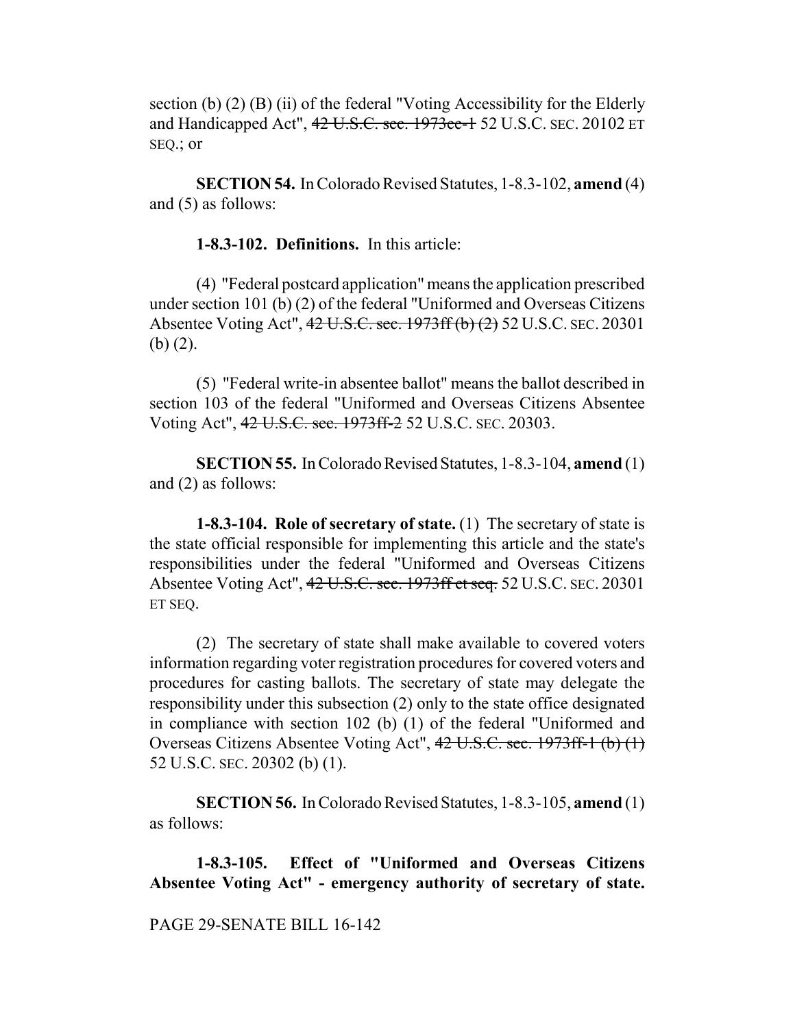section (b) (2) (B) (ii) of the federal "Voting Accessibility for the Elderly and Handicapped Act", ~~42 U.S.C. sec. 1973ee-1~~ 52 U.S.C. SEC. 20102 ET SEQ.; or

**SECTION 54.** In Colorado Revised Statutes, 1-8.3-102, **amend** (4) and (5) as follows:

**1-8.3-102. Definitions.** In this article:

(4) "Federal postcard application" means the application prescribed under section 101 (b) (2) of the federal "Uniformed and Overseas Citizens Absentee Voting Act", ~~42 U.S.C. sec. 1973ff (b) (2)~~ 52 U.S.C. SEC. 20301 (b) (2).

(5) "Federal write-in absentee ballot" means the ballot described in section 103 of the federal "Uniformed and Overseas Citizens Absentee Voting Act", ~~42 U.S.C. sec. 1973ff-2~~ 52 U.S.C. SEC. 20303.

**SECTION 55.** In Colorado Revised Statutes, 1-8.3-104, **amend** (1) and (2) as follows:

**1-8.3-104. Role of secretary of state.** (1) The secretary of state is the state official responsible for implementing this article and the state's responsibilities under the federal "Uniformed and Overseas Citizens Absentee Voting Act", ~~42 U.S.C. sec. 1973ff et seq.~~ 52 U.S.C. SEC. 20301 ET SEQ.

(2) The secretary of state shall make available to covered voters information regarding voter registration procedures for covered voters and procedures for casting ballots. The secretary of state may delegate the responsibility under this subsection (2) only to the state office designated in compliance with section 102 (b) (1) of the federal "Uniformed and Overseas Citizens Absentee Voting Act", ~~42 U.S.C. sec. 1973ff-1 (b) (1)~~ 52 U.S.C. SEC. 20302 (b) (1).

**SECTION 56.** In Colorado Revised Statutes, 1-8.3-105, **amend** (1) as follows:

**1-8.3-105. Effect of "Uniformed and Overseas Citizens Absentee Voting Act" - emergency authority of secretary of state.**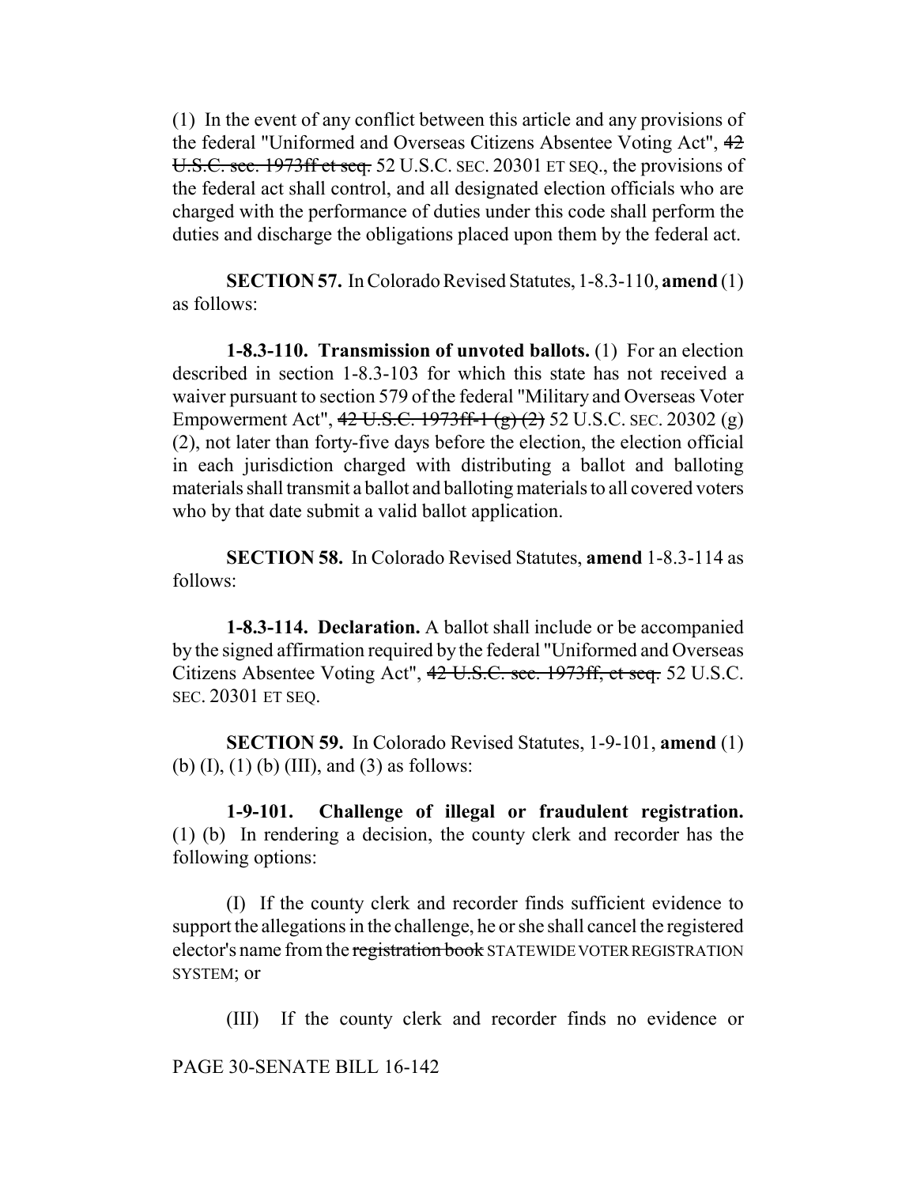(1) In the event of any conflict between this article and any provisions of the federal "Uniformed and Overseas Citizens Absentee Voting Act", ~~42 U.S.C. sec. 1973ff et seq.~~ 52 U.S.C. SEC. 20301 ET SEQ., the provisions of the federal act shall control, and all designated election officials who are charged with the performance of duties under this code shall perform the duties and discharge the obligations placed upon them by the federal act.

**SECTION 57.** In Colorado Revised Statutes, 1-8.3-110, **amend** (1) as follows:

**1-8.3-110. Transmission of unvoted ballots.** (1) For an election described in section 1-8.3-103 for which this state has not received a waiver pursuant to section 579 of the federal "Military and Overseas Voter Empowerment Act", ~~42 U.S.C. 1973ff-1 (g) (2)~~ 52 U.S.C. SEC. 20302 (g) (2), not later than forty-five days before the election, the election official in each jurisdiction charged with distributing a ballot and balloting materials shall transmit a ballot and balloting materials to all covered voters who by that date submit a valid ballot application.

**SECTION 58.** In Colorado Revised Statutes, **amend** 1-8.3-114 as follows:

**1-8.3-114. Declaration.** A ballot shall include or be accompanied by the signed affirmation required by the federal "Uniformed and Overseas Citizens Absentee Voting Act", ~~42 U.S.C. sec. 1973ff, et seq.~~ 52 U.S.C. SEC. 20301 ET SEQ.

**SECTION 59.** In Colorado Revised Statutes, 1-9-101, **amend** (1) (b) (I), (1) (b) (III), and (3) as follows:

**1-9-101. Challenge of illegal or fraudulent registration.** (1) (b) In rendering a decision, the county clerk and recorder has the following options:

(I) If the county clerk and recorder finds sufficient evidence to support the allegations in the challenge, he or she shall cancel the registered elector's name from the ~~registration book~~ STATEWIDE VOTER REGISTRATION SYSTEM; or

(III) If the county clerk and recorder finds no evidence or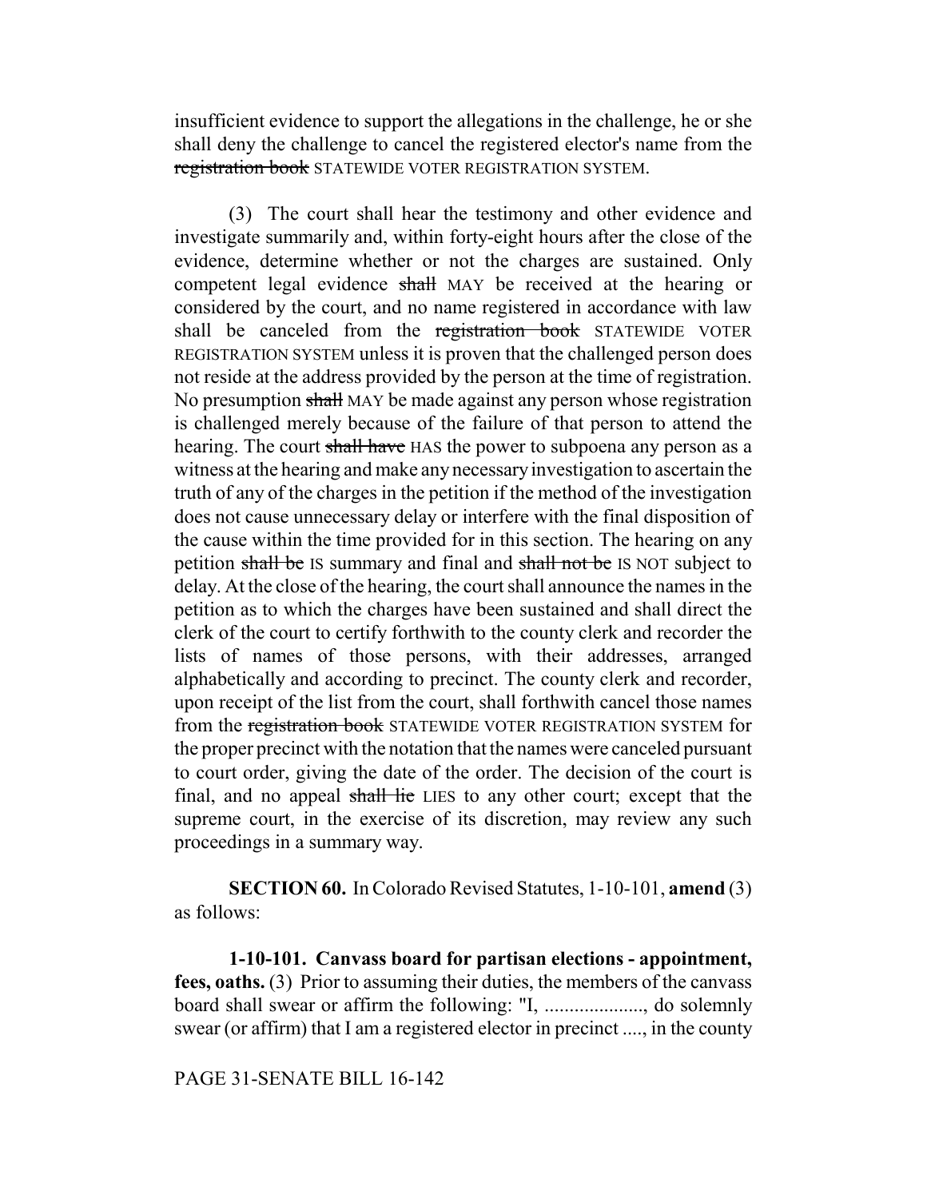insufficient evidence to support the allegations in the challenge, he or she shall deny the challenge to cancel the registered elector's name from the ~~registration book~~ STATEWIDE VOTER REGISTRATION SYSTEM.

(3) The court shall hear the testimony and other evidence and investigate summarily and, within forty-eight hours after the close of the evidence, determine whether or not the charges are sustained. Only competent legal evidence ~~shall~~ MAY be received at the hearing or considered by the court, and no name registered in accordance with law shall be canceled from the ~~registration book~~ STATEWIDE VOTER REGISTRATION SYSTEM unless it is proven that the challenged person does not reside at the address provided by the person at the time of registration. No presumption ~~shall~~ MAY be made against any person whose registration is challenged merely because of the failure of that person to attend the hearing. The court ~~shall have~~ HAS the power to subpoena any person as a witness at the hearing and make any necessary investigation to ascertain the truth of any of the charges in the petition if the method of the investigation does not cause unnecessary delay or interfere with the final disposition of the cause within the time provided for in this section. The hearing on any petition ~~shall be~~ IS summary and final and ~~shall not be~~ IS NOT subject to delay. At the close of the hearing, the court shall announce the names in the petition as to which the charges have been sustained and shall direct the clerk of the court to certify forthwith to the county clerk and recorder the lists of names of those persons, with their addresses, arranged alphabetically and according to precinct. The county clerk and recorder, upon receipt of the list from the court, shall forthwith cancel those names from the ~~registration book~~ STATEWIDE VOTER REGISTRATION SYSTEM for the proper precinct with the notation that the names were canceled pursuant to court order, giving the date of the order. The decision of the court is final, and no appeal ~~shall lie~~ LIES to any other court; except that the supreme court, in the exercise of its discretion, may review any such proceedings in a summary way.

**SECTION 60.** In Colorado Revised Statutes, 1-10-101, **amend** (3) as follows:

**1-10-101. Canvass board for partisan elections - appointment, fees, oaths.** (3) Prior to assuming their duties, the members of the canvass board shall swear or affirm the following: "I, ...................., do solemnly swear (or affirm) that I am a registered elector in precinct ...., in the county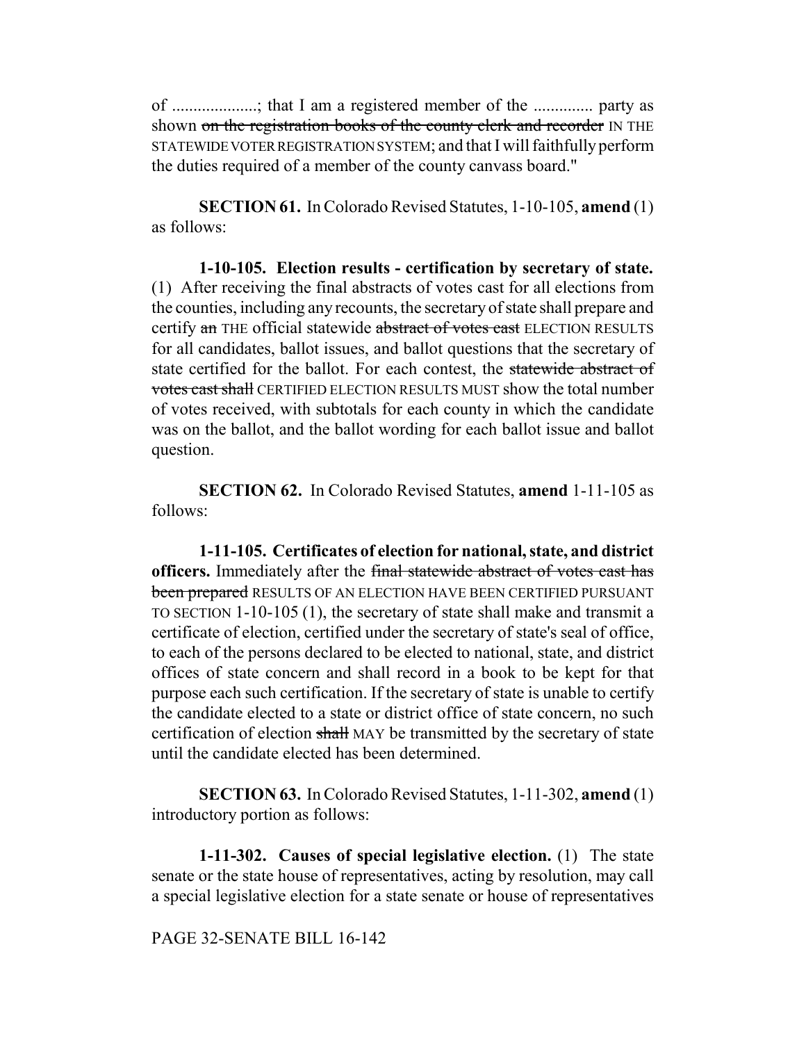of ...................; that I am a registered member of the ............. party as shown ~~on the registration books of the county clerk and recorder~~ IN THE STATEWIDE VOTER REGISTRATION SYSTEM; and that I will faithfully perform the duties required of a member of the county canvass board."

**SECTION 61.** In Colorado Revised Statutes, 1-10-105, **amend** (1) as follows:

**1-10-105. Election results - certification by secretary of state.** (1) After receiving the final abstracts of votes cast for all elections from the counties, including any recounts, the secretary of state shall prepare and certify ~~an~~ THE official statewide ~~abstract of votes cast~~ ELECTION RESULTS for all candidates, ballot issues, and ballot questions that the secretary of state certified for the ballot. For each contest, the ~~statewide abstract of votes cast shall~~ CERTIFIED ELECTION RESULTS MUST show the total number of votes received, with subtotals for each county in which the candidate was on the ballot, and the ballot wording for each ballot issue and ballot question.

**SECTION 62.** In Colorado Revised Statutes, **amend** 1-11-105 as follows:

**1-11-105. Certificates of election for national, state, and district officers.** Immediately after the ~~final statewide abstract of votes cast has been prepared~~ RESULTS OF AN ELECTION HAVE BEEN CERTIFIED PURSUANT TO SECTION 1-10-105 (1), the secretary of state shall make and transmit a certificate of election, certified under the secretary of state's seal of office, to each of the persons declared to be elected to national, state, and district offices of state concern and shall record in a book to be kept for that purpose each such certification. If the secretary of state is unable to certify the candidate elected to a state or district office of state concern, no such certification of election ~~shall~~ MAY be transmitted by the secretary of state until the candidate elected has been determined.

**SECTION 63.** In Colorado Revised Statutes, 1-11-302, **amend** (1) introductory portion as follows:

**1-11-302. Causes of special legislative election.** (1) The state senate or the state house of representatives, acting by resolution, may call a special legislative election for a state senate or house of representatives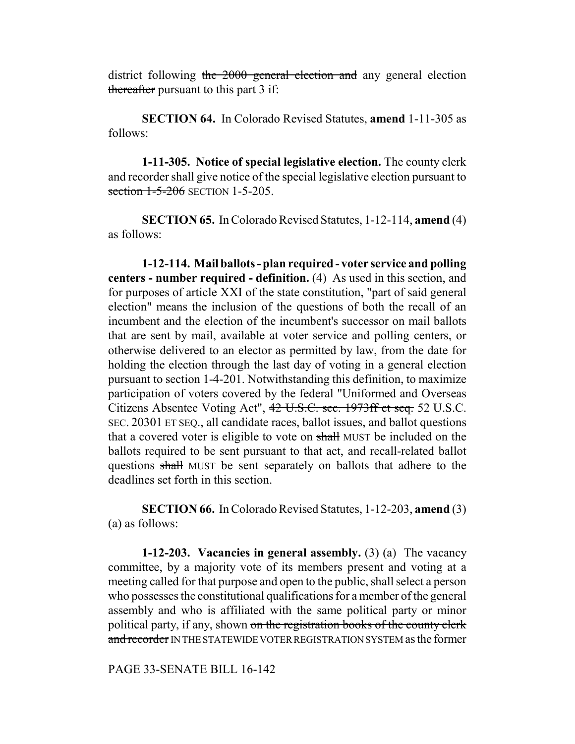district following ~~the 2000 general election and~~ any general election ~~thereafter~~ pursuant to this part 3 if:

**SECTION 64.** In Colorado Revised Statutes, **amend** 1-11-305 as follows:

**1-11-305. Notice of special legislative election.** The county clerk and recorder shall give notice of the special legislative election pursuant to ~~section 1-5-206~~ SECTION 1-5-205.

**SECTION 65.** In Colorado Revised Statutes, 1-12-114, **amend** (4) as follows:

**1-12-114. Mail ballots - plan required - voter service and polling centers - number required - definition.** (4) As used in this section, and for purposes of article XXI of the state constitution, "part of said general election" means the inclusion of the questions of both the recall of an incumbent and the election of the incumbent's successor on mail ballots that are sent by mail, available at voter service and polling centers, or otherwise delivered to an elector as permitted by law, from the date for holding the election through the last day of voting in a general election pursuant to section 1-4-201. Notwithstanding this definition, to maximize participation of voters covered by the federal "Uniformed and Overseas Citizens Absentee Voting Act", ~~42 U.S.C. sec. 1973ff et seq.~~ 52 U.S.C. SEC. 20301 ET SEQ., all candidate races, ballot issues, and ballot questions that a covered voter is eligible to vote on ~~shall~~ MUST be included on the ballots required to be sent pursuant to that act, and recall-related ballot questions ~~shall~~ MUST be sent separately on ballots that adhere to the deadlines set forth in this section.

**SECTION 66.** In Colorado Revised Statutes, 1-12-203, **amend** (3) (a) as follows:

**1-12-203. Vacancies in general assembly.** (3) (a) The vacancy committee, by a majority vote of its members present and voting at a meeting called for that purpose and open to the public, shall select a person who possesses the constitutional qualifications for a member of the general assembly and who is affiliated with the same political party or minor political party, if any, shown ~~on the registration books of the county clerk and recorder~~ IN THE STATEWIDE VOTER REGISTRATION SYSTEM as the former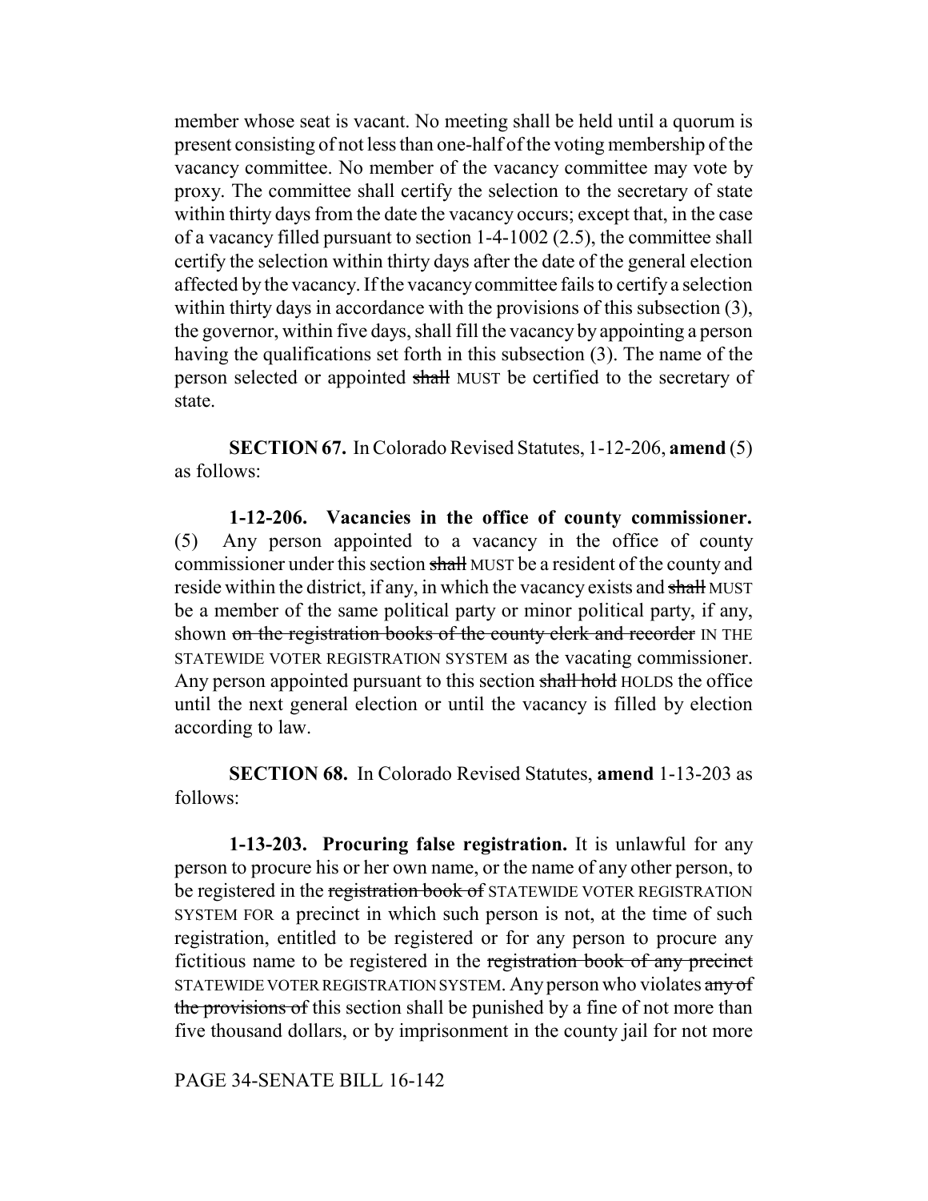member whose seat is vacant. No meeting shall be held until a quorum is present consisting of not less than one-half of the voting membership of the vacancy committee. No member of the vacancy committee may vote by proxy. The committee shall certify the selection to the secretary of state within thirty days from the date the vacancy occurs; except that, in the case of a vacancy filled pursuant to section 1-4-1002 (2.5), the committee shall certify the selection within thirty days after the date of the general election affected by the vacancy. If the vacancy committee fails to certify a selection within thirty days in accordance with the provisions of this subsection (3), the governor, within five days, shall fill the vacancy by appointing a person having the qualifications set forth in this subsection (3). The name of the person selected or appointed ~~shall~~ MUST be certified to the secretary of state.

**SECTION 67.** In Colorado Revised Statutes, 1-12-206, **amend** (5) as follows:

**1-12-206. Vacancies in the office of county commissioner.** (5) Any person appointed to a vacancy in the office of county commissioner under this section ~~shall~~ MUST be a resident of the county and reside within the district, if any, in which the vacancy exists and ~~shall~~ MUST be a member of the same political party or minor political party, if any, shown ~~on the registration books of the county clerk and recorder~~ IN THE STATEWIDE VOTER REGISTRATION SYSTEM as the vacating commissioner. Any person appointed pursuant to this section ~~shall hold~~ HOLDS the office until the next general election or until the vacancy is filled by election according to law.

**SECTION 68.** In Colorado Revised Statutes, **amend** 1-13-203 as follows:

**1-13-203. Procuring false registration.** It is unlawful for any person to procure his or her own name, or the name of any other person, to be registered in the ~~registration book of~~ STATEWIDE VOTER REGISTRATION SYSTEM FOR a precinct in which such person is not, at the time of such registration, entitled to be registered or for any person to procure any fictitious name to be registered in the ~~registration book of any precinct~~ STATEWIDE VOTER REGISTRATION SYSTEM. Any person who violates ~~any of the provisions of~~ this section shall be punished by a fine of not more than five thousand dollars, or by imprisonment in the county jail for not more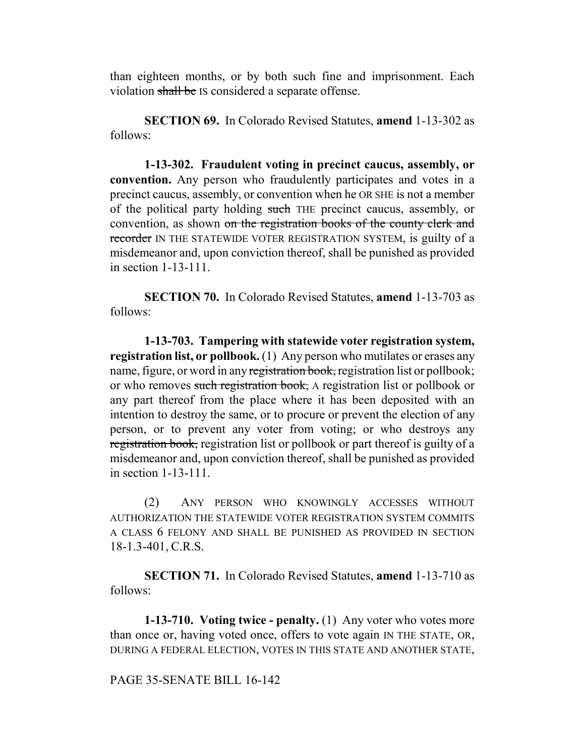than eighteen months, or by both such fine and imprisonment. Each violation ~~shall be~~ IS considered a separate offense.

**SECTION 69.** In Colorado Revised Statutes, **amend** 1-13-302 as follows:

**1-13-302. Fraudulent voting in precinct caucus, assembly, or convention.** Any person who fraudulently participates and votes in a precinct caucus, assembly, or convention when he OR SHE is not a member of the political party holding ~~such~~ THE precinct caucus, assembly, or convention, as shown ~~on the registration books of the county clerk and recorder~~ IN THE STATEWIDE VOTER REGISTRATION SYSTEM, is guilty of a misdemeanor and, upon conviction thereof, shall be punished as provided in section 1-13-111.

**SECTION 70.** In Colorado Revised Statutes, **amend** 1-13-703 as follows:

**1-13-703. Tampering with statewide voter registration system, registration list, or pollbook.** (1) Any person who mutilates or erases any name, figure, or word in any ~~registration book,~~ registration list or pollbook; or who removes ~~such registration book,~~ A registration list or pollbook or any part thereof from the place where it has been deposited with an intention to destroy the same, or to procure or prevent the election of any person, or to prevent any voter from voting; or who destroys any ~~registration book,~~ registration list or pollbook or part thereof is guilty of a misdemeanor and, upon conviction thereof, shall be punished as provided in section 1-13-111.

(2) ANY PERSON WHO KNOWINGLY ACCESSES WITHOUT AUTHORIZATION THE STATEWIDE VOTER REGISTRATION SYSTEM COMMITS A CLASS 6 FELONY AND SHALL BE PUNISHED AS PROVIDED IN SECTION 18-1.3-401, C.R.S.

**SECTION 71.** In Colorado Revised Statutes, **amend** 1-13-710 as follows:

**1-13-710. Voting twice - penalty.** (1) Any voter who votes more than once or, having voted once, offers to vote again IN THE STATE, OR, DURING A FEDERAL ELECTION, VOTES IN THIS STATE AND ANOTHER STATE,

PAGE 35-SENATE BILL 16-142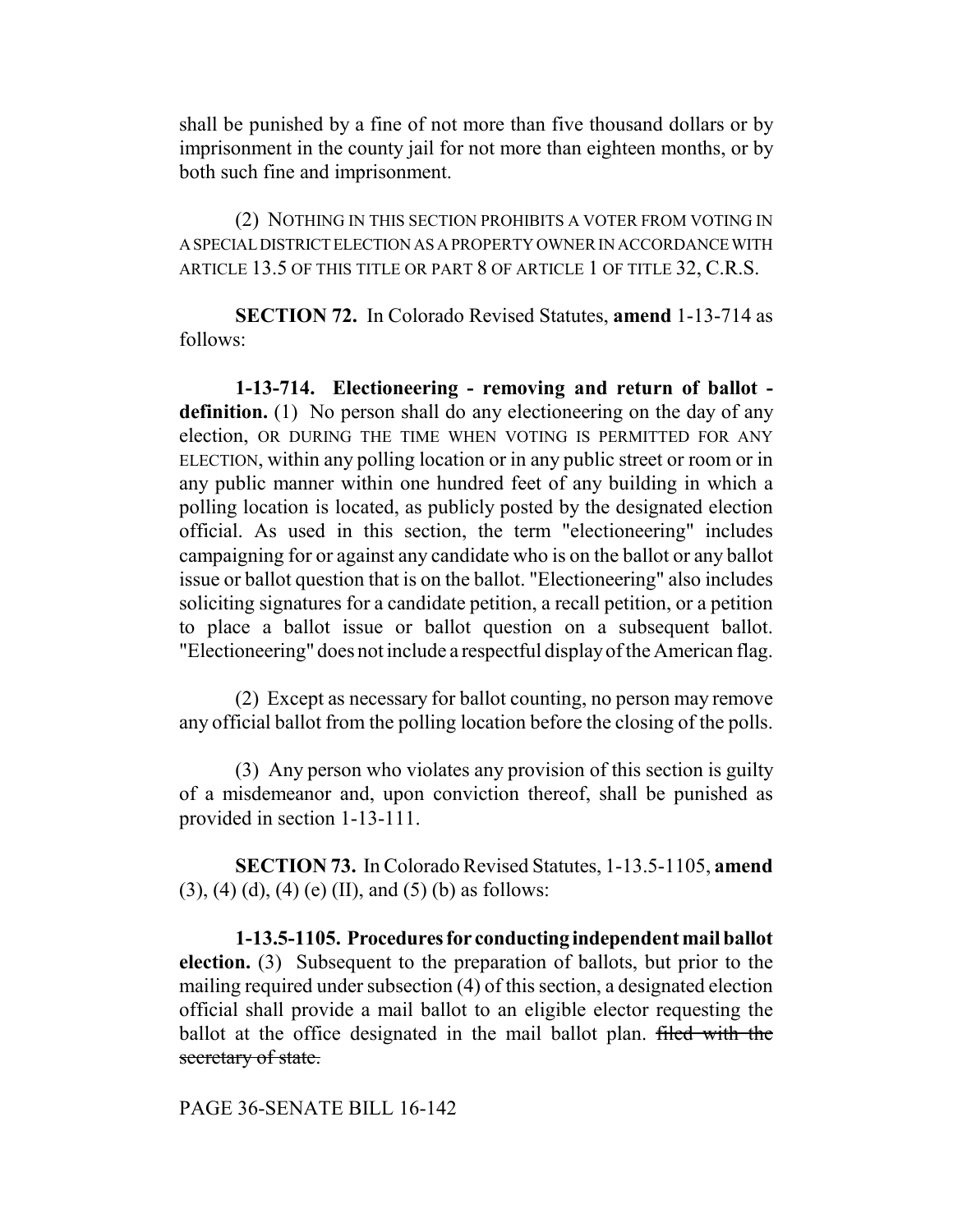shall be punished by a fine of not more than five thousand dollars or by imprisonment in the county jail for not more than eighteen months, or by both such fine and imprisonment.

(2) NOTHING IN THIS SECTION PROHIBITS A VOTER FROM VOTING IN A SPECIAL DISTRICT ELECTION AS A PROPERTY OWNER IN ACCORDANCE WITH ARTICLE 13.5 OF THIS TITLE OR PART 8 OF ARTICLE 1 OF TITLE 32, C.R.S.

**SECTION 72.** In Colorado Revised Statutes, **amend** 1-13-714 as follows:

**1-13-714. Electioneering - removing and return of ballot - definition.** (1) No person shall do any electioneering on the day of any election, OR DURING THE TIME WHEN VOTING IS PERMITTED FOR ANY ELECTION, within any polling location or in any public street or room or in any public manner within one hundred feet of any building in which a polling location is located, as publicly posted by the designated election official. As used in this section, the term "electioneering" includes campaigning for or against any candidate who is on the ballot or any ballot issue or ballot question that is on the ballot. "Electioneering" also includes soliciting signatures for a candidate petition, a recall petition, or a petition to place a ballot issue or ballot question on a subsequent ballot. "Electioneering" does not include a respectful display of the American flag.

(2) Except as necessary for ballot counting, no person may remove any official ballot from the polling location before the closing of the polls.

(3) Any person who violates any provision of this section is guilty of a misdemeanor and, upon conviction thereof, shall be punished as provided in section 1-13-111.

**SECTION 73.** In Colorado Revised Statutes, 1-13.5-1105, **amend** (3), (4) (d), (4) (e) (II), and (5) (b) as follows:

**1-13.5-1105. Procedures for conducting independent mail ballot election.** (3) Subsequent to the preparation of ballots, but prior to the mailing required under subsection (4) of this section, a designated election official shall provide a mail ballot to an eligible elector requesting the ballot at the office designated in the mail ballot plan. ~~filed with the secretary of state.~~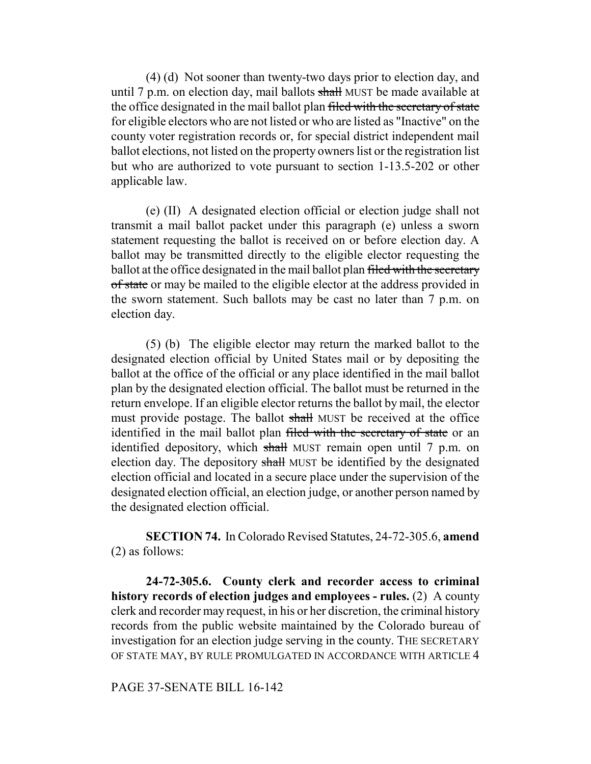(4) (d) Not sooner than twenty-two days prior to election day, and until 7 p.m. on election day, mail ballots ~~shall~~ MUST be made available at the office designated in the mail ballot plan ~~filed with the secretary of state~~ for eligible electors who are not listed or who are listed as "Inactive" on the county voter registration records or, for special district independent mail ballot elections, not listed on the property owners list or the registration list but who are authorized to vote pursuant to section 1-13.5-202 or other applicable law.

(e) (II) A designated election official or election judge shall not transmit a mail ballot packet under this paragraph (e) unless a sworn statement requesting the ballot is received on or before election day. A ballot may be transmitted directly to the eligible elector requesting the ballot at the office designated in the mail ballot plan ~~filed with the secretary of state~~ or may be mailed to the eligible elector at the address provided in the sworn statement. Such ballots may be cast no later than 7 p.m. on election day.

(5) (b) The eligible elector may return the marked ballot to the designated election official by United States mail or by depositing the ballot at the office of the official or any place identified in the mail ballot plan by the designated election official. The ballot must be returned in the return envelope. If an eligible elector returns the ballot by mail, the elector must provide postage. The ballot ~~shall~~ MUST be received at the office identified in the mail ballot plan ~~filed with the secretary of state~~ or an identified depository, which ~~shall~~ MUST remain open until 7 p.m. on election day. The depository ~~shall~~ MUST be identified by the designated election official and located in a secure place under the supervision of the designated election official, an election judge, or another person named by the designated election official.

**SECTION 74.** In Colorado Revised Statutes, 24-72-305.6, **amend** (2) as follows:

**24-72-305.6. County clerk and recorder access to criminal history records of election judges and employees - rules.** (2) A county clerk and recorder may request, in his or her discretion, the criminal history records from the public website maintained by the Colorado bureau of investigation for an election judge serving in the county. THE SECRETARY OF STATE MAY, BY RULE PROMULGATED IN ACCORDANCE WITH ARTICLE 4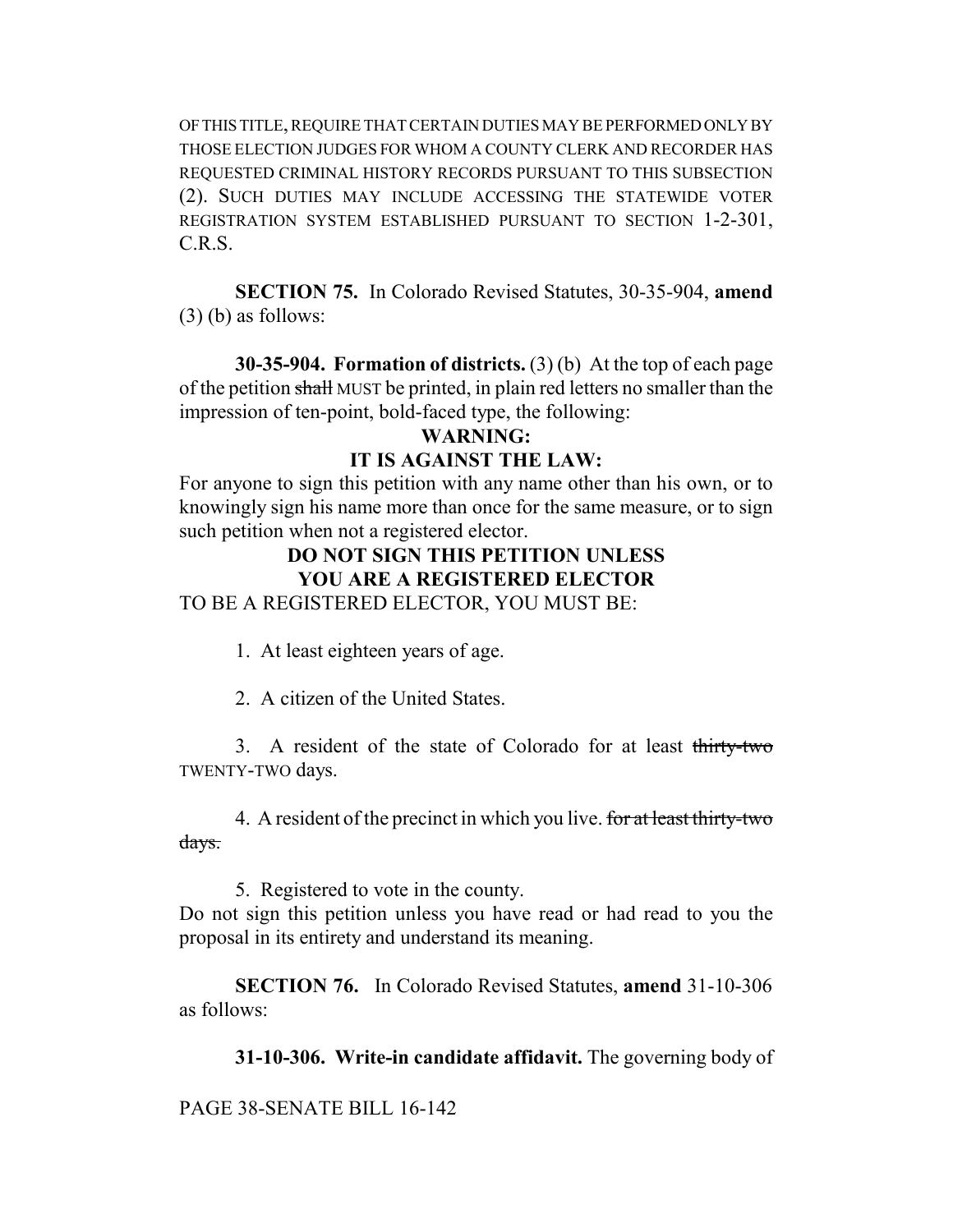OF THIS TITLE, REQUIRE THAT CERTAIN DUTIES MAY BE PERFORMED ONLY BY THOSE ELECTION JUDGES FOR WHOM A COUNTY CLERK AND RECORDER HAS REQUESTED CRIMINAL HISTORY RECORDS PURSUANT TO THIS SUBSECTION (2). SUCH DUTIES MAY INCLUDE ACCESSING THE STATEWIDE VOTER REGISTRATION SYSTEM ESTABLISHED PURSUANT TO SECTION 1-2-301, C.R.S.

**SECTION 75.** In Colorado Revised Statutes, 30-35-904, **amend** (3) (b) as follows:

**30-35-904. Formation of districts.** (3) (b) At the top of each page of the petition ~~shall~~ MUST be printed, in plain red letters no smaller than the impression of ten-point, bold-faced type, the following:

**WARNING:**

**IT IS AGAINST THE LAW:**

For anyone to sign this petition with any name other than his own, or to knowingly sign his name more than once for the same measure, or to sign such petition when not a registered elector.

**DO NOT SIGN THIS PETITION UNLESS YOU ARE A REGISTERED ELECTOR**

TO BE A REGISTERED ELECTOR, YOU MUST BE:

1. At least eighteen years of age.

2. A citizen of the United States.

3. A resident of the state of Colorado for at least ~~thirty-two~~ TWENTY-TWO days.

4. A resident of the precinct in which you live. ~~for at least thirty-two days.~~

5. Registered to vote in the county.

Do not sign this petition unless you have read or had read to you the proposal in its entirety and understand its meaning.

**SECTION 76.** In Colorado Revised Statutes, **amend** 31-10-306 as follows:

**31-10-306. Write-in candidate affidavit.** The governing body of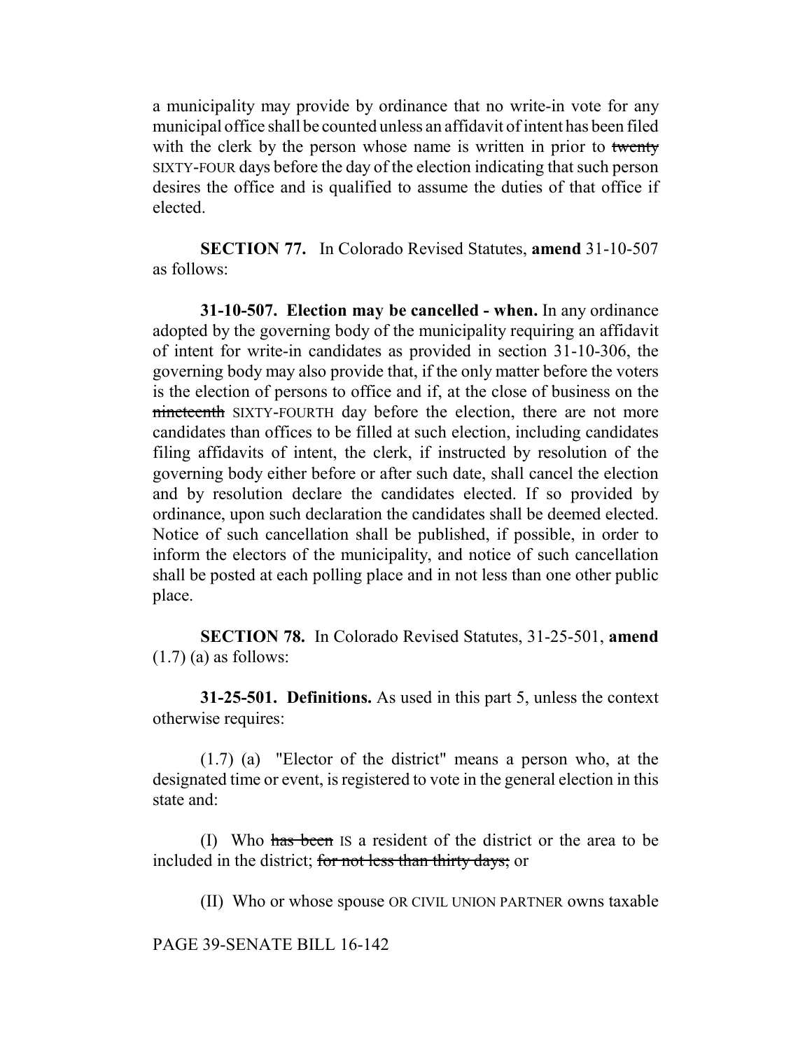a municipality may provide by ordinance that no write-in vote for any municipal office shall be counted unless an affidavit of intent has been filed with the clerk by the person whose name is written in prior to ~~twenty~~ SIXTY-FOUR days before the day of the election indicating that such person desires the office and is qualified to assume the duties of that office if elected.

**SECTION 77.** In Colorado Revised Statutes, **amend** 31-10-507 as follows:

**31-10-507. Election may be cancelled - when.** In any ordinance adopted by the governing body of the municipality requiring an affidavit of intent for write-in candidates as provided in section 31-10-306, the governing body may also provide that, if the only matter before the voters is the election of persons to office and if, at the close of business on the ~~nineteenth~~ SIXTY-FOURTH day before the election, there are not more candidates than offices to be filled at such election, including candidates filing affidavits of intent, the clerk, if instructed by resolution of the governing body either before or after such date, shall cancel the election and by resolution declare the candidates elected. If so provided by ordinance, upon such declaration the candidates shall be deemed elected. Notice of such cancellation shall be published, if possible, in order to inform the electors of the municipality, and notice of such cancellation shall be posted at each polling place and in not less than one other public place.

**SECTION 78.** In Colorado Revised Statutes, 31-25-501, **amend** (1.7) (a) as follows:

**31-25-501. Definitions.** As used in this part 5, unless the context otherwise requires:

(1.7) (a) "Elector of the district" means a person who, at the designated time or event, is registered to vote in the general election in this state and:

(I) Who ~~has been~~ IS a resident of the district or the area to be included in the district; ~~for not less than thirty days;~~ or

(II) Who or whose spouse OR CIVIL UNION PARTNER owns taxable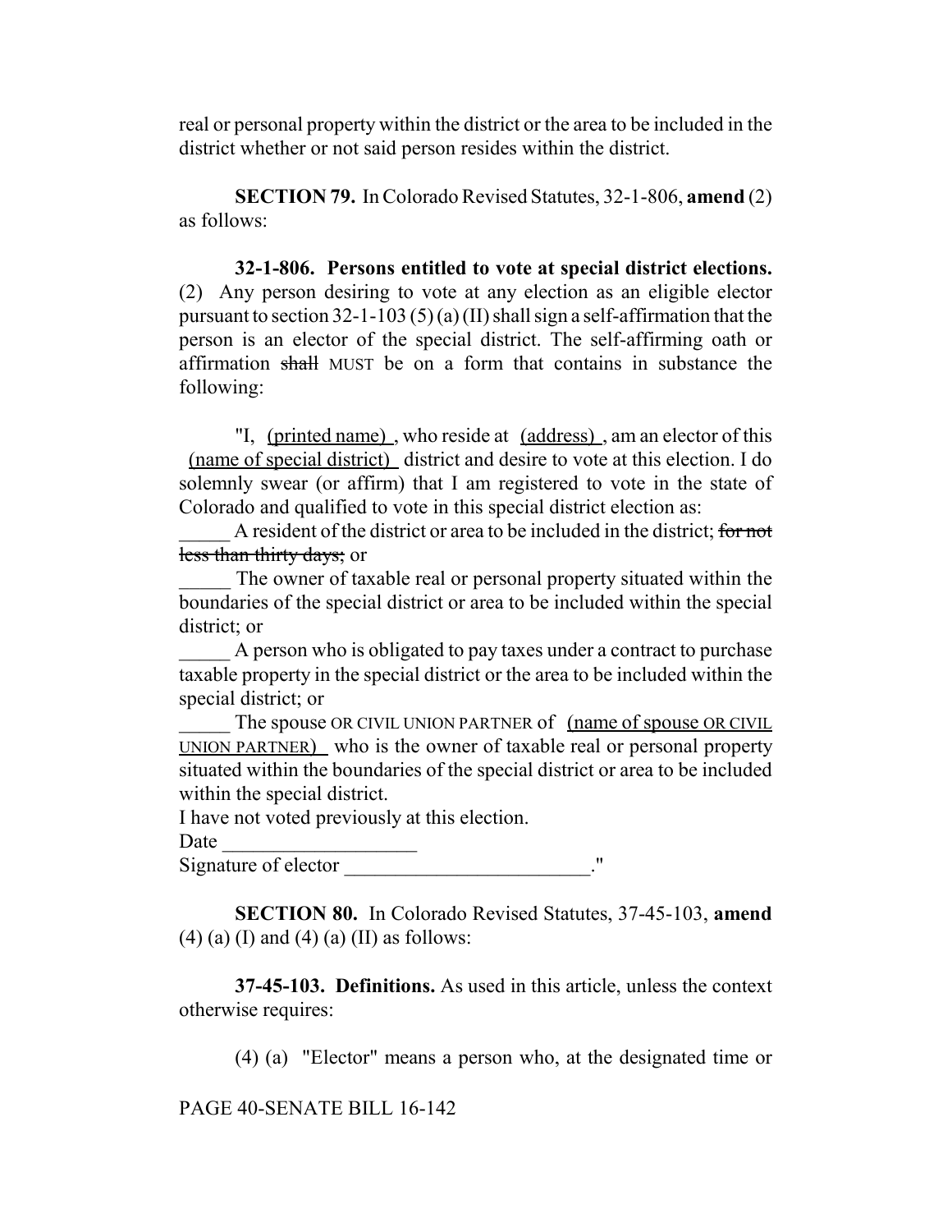real or personal property within the district or the area to be included in the district whether or not said person resides within the district.

**SECTION 79.** In Colorado Revised Statutes, 32-1-806, **amend** (2) as follows:

**32-1-806. Persons entitled to vote at special district elections.** (2) Any person desiring to vote at any election as an eligible elector pursuant to section 32-1-103 (5) (a) (II) shall sign a self-affirmation that the person is an elector of the special district. The self-affirming oath or affirmation ~~shall~~ MUST be on a form that contains in substance the following:

"I, (printed name) , who reside at (address) , am an elector of this (name of special district) district and desire to vote at this election. I do solemnly swear (or affirm) that I am registered to vote in the state of Colorado and qualified to vote in this special district election as:

_____ A resident of the district or area to be included in the district; ~~for not less than thirty days;~~ or

_____ The owner of taxable real or personal property situated within the boundaries of the special district or area to be included within the special district; or

_____ A person who is obligated to pay taxes under a contract to purchase taxable property in the special district or the area to be included within the special district; or

_____ The spouse OR CIVIL UNION PARTNER of (name of spouse OR CIVIL UNION PARTNER) who is the owner of taxable real or personal property situated within the boundaries of the special district or area to be included within the special district.

I have not voted previously at this election.

Date ___________________

Signature of elector ________________________."

**SECTION 80.** In Colorado Revised Statutes, 37-45-103, **amend** (4) (a) (I) and (4) (a) (II) as follows:

**37-45-103. Definitions.** As used in this article, unless the context otherwise requires:

(4) (a) "Elector" means a person who, at the designated time or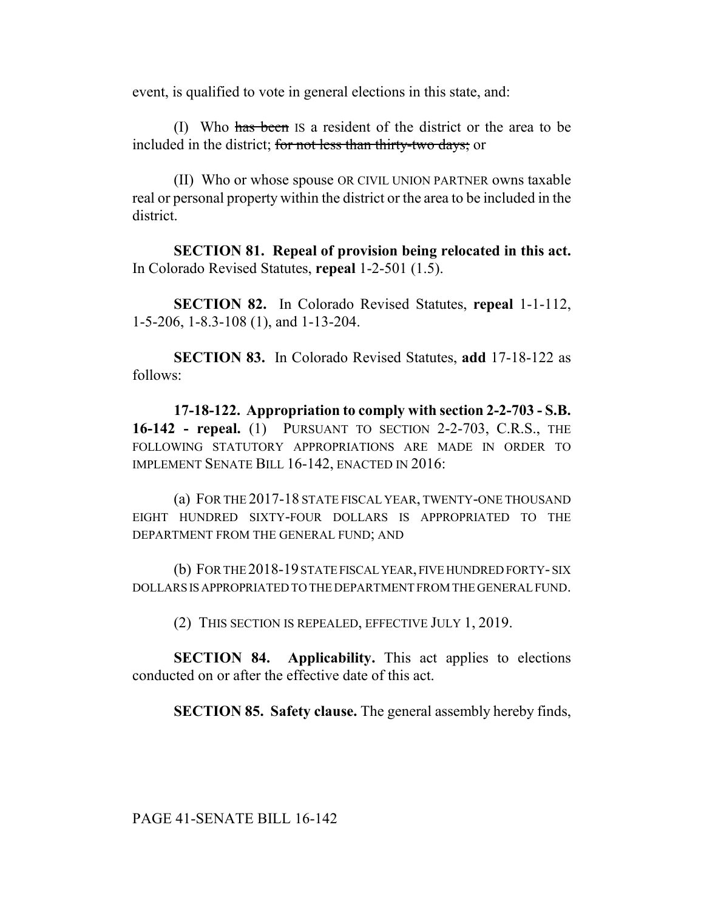event, is qualified to vote in general elections in this state, and:

(I) Who ~~has been~~ IS a resident of the district or the area to be included in the district; ~~for not less than thirty-two days;~~ or

(II) Who or whose spouse OR CIVIL UNION PARTNER owns taxable real or personal property within the district or the area to be included in the district.

**SECTION 81. Repeal of provision being relocated in this act.** In Colorado Revised Statutes, **repeal** 1-2-501 (1.5).

**SECTION 82.** In Colorado Revised Statutes, **repeal** 1-1-112, 1-5-206, 1-8.3-108 (1), and 1-13-204.

**SECTION 83.** In Colorado Revised Statutes, **add** 17-18-122 as follows:

**17-18-122. Appropriation to comply with section 2-2-703 - S.B. 16-142 - repeal.** (1) PURSUANT TO SECTION 2-2-703, C.R.S., THE FOLLOWING STATUTORY APPROPRIATIONS ARE MADE IN ORDER TO IMPLEMENT SENATE BILL 16-142, ENACTED IN 2016:

(a) FOR THE 2017-18 STATE FISCAL YEAR, TWENTY-ONE THOUSAND EIGHT HUNDRED SIXTY-FOUR DOLLARS IS APPROPRIATED TO THE DEPARTMENT FROM THE GENERAL FUND; AND

(b) FOR THE 2018-19 STATE FISCAL YEAR, FIVE HUNDRED FORTY- SIX DOLLARS IS APPROPRIATED TO THE DEPARTMENT FROM THE GENERAL FUND.

(2) THIS SECTION IS REPEALED, EFFECTIVE JULY 1, 2019.

**SECTION 84. Applicability.** This act applies to elections conducted on or after the effective date of this act.

**SECTION 85. Safety clause.** The general assembly hereby finds,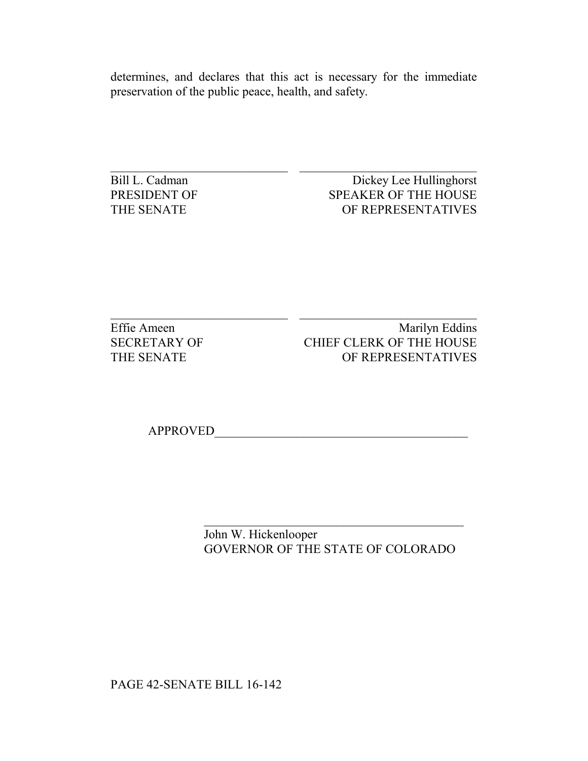determines, and declares that this act is necessary for the immediate preservation of the public peace, health, and safety.

| | |
|---|---|
| \_\_\_\_\_\_\_\_\_\_\_\_\_\_\_\_\_\_\_\_\_\_\_\_\_\_\_\_ | \_\_\_\_\_\_\_\_\_\_\_\_\_\_\_\_\_\_\_\_\_\_\_\_\_\_\_\_ |
| Bill L. Cadman | Dickey Lee Hullinghorst |
| PRESIDENT OF THE SENATE | SPEAKER OF THE HOUSE OF REPRESENTATIVES |

| | |
|---|---|
| \_\_\_\_\_\_\_\_\_\_\_\_\_\_\_\_\_\_\_\_\_\_\_\_\_\_\_\_ | \_\_\_\_\_\_\_\_\_\_\_\_\_\_\_\_\_\_\_\_\_\_\_\_\_\_\_\_ |
| Effie Ameen | Marilyn Eddins |
| SECRETARY OF THE SENATE | CHIEF CLERK OF THE HOUSE OF REPRESENTATIVES |

APPROVED\_\_\_\_\_\_\_\_\_\_\_\_\_\_\_\_\_\_\_\_\_\_\_\_\_\_\_\_\_\_\_\_\_\_\_\_\_\_\_\_

\_\_\_\_\_\_\_\_\_\_\_\_\_\_\_\_\_\_\_\_\_\_\_\_\_\_\_\_\_\_\_\_\_\_\_\_\_\_\_\_

John W. Hickenlooper
GOVERNOR OF THE STATE OF COLORADO

PAGE 42-SENATE BILL 16-142